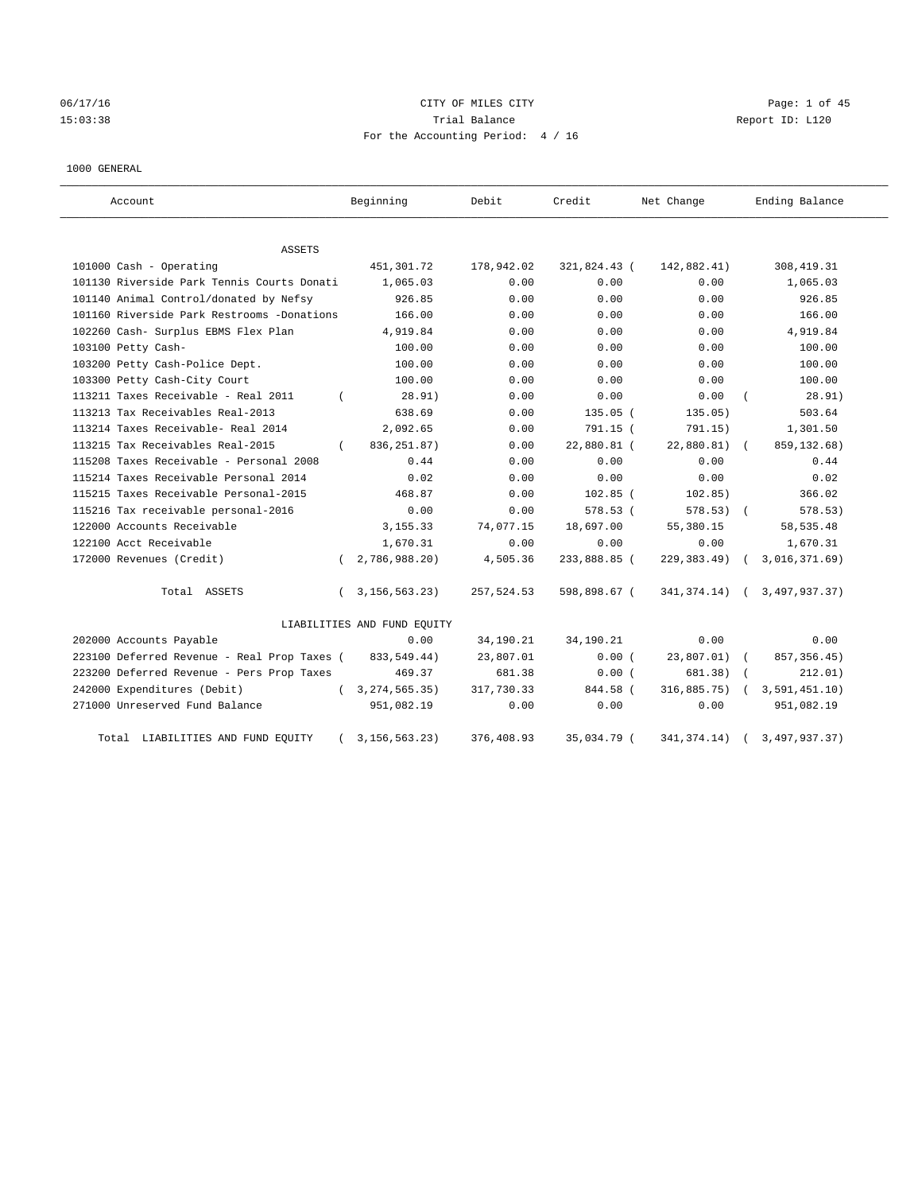06/17/16 CITY OF MILES CITY
15:03:38 Trial Balance Report ID: L120
For the Accounting Period: 4 / 16

1000 GENERAL

| Account | Beginning | Debit | Credit | Net Change | Ending Balance |
|---|---|---|---|---|---|
| ASSETS | | | | | |
| 101000 Cash - Operating | 451,301.72 | 178,942.02 | 321,824.43 | ( 142,882.41) | 308,419.31 |
| 101130 Riverside Park Tennis Courts Donati | 1,065.03 | 0.00 | 0.00 | 0.00 | 1,065.03 |
| 101140 Animal Control/donated by Nefsy | 926.85 | 0.00 | 0.00 | 0.00 | 926.85 |
| 101160 Riverside Park Restrooms -Donations | 166.00 | 0.00 | 0.00 | 0.00 | 166.00 |
| 102260 Cash- Surplus EBMS Flex Plan | 4,919.84 | 0.00 | 0.00 | 0.00 | 4,919.84 |
| 103100 Petty Cash- | 100.00 | 0.00 | 0.00 | 0.00 | 100.00 |
| 103200 Petty Cash-Police Dept. | 100.00 | 0.00 | 0.00 | 0.00 | 100.00 |
| 103300 Petty Cash-City Court | 100.00 | 0.00 | 0.00 | 0.00 | 100.00 |
| 113211 Taxes Receivable - Real 2011 | ( 28.91) | 0.00 | 0.00 | 0.00 | ( 28.91) |
| 113213 Tax Receivables Real-2013 | 638.69 | 0.00 | 135.05 | ( 135.05) | 503.64 |
| 113214 Taxes Receivable- Real 2014 | 2,092.65 | 0.00 | 791.15 | ( 791.15) | 1,301.50 |
| 113215 Tax Receivables Real-2015 | ( 836,251.87) | 0.00 | 22,880.81 | ( 22,880.81) | ( 859,132.68) |
| 115208 Taxes Receivable - Personal 2008 | 0.44 | 0.00 | 0.00 | 0.00 | 0.44 |
| 115214 Taxes Receivable Personal 2014 | 0.02 | 0.00 | 0.00 | 0.00 | 0.02 |
| 115215 Taxes Receivable Personal-2015 | 468.87 | 0.00 | 102.85 | ( 102.85) | 366.02 |
| 115216 Tax receivable personal-2016 | 0.00 | 0.00 | 578.53 | ( 578.53) | ( 578.53) |
| 122000 Accounts Receivable | 3,155.33 | 74,077.15 | 18,697.00 | 55,380.15 | 58,535.48 |
| 122100 Acct Receivable | 1,670.31 | 0.00 | 0.00 | 0.00 | 1,670.31 |
| 172000 Revenues (Credit) | ( 2,786,988.20) | 4,505.36 | 233,888.85 | ( 229,383.49) | ( 3,016,371.69) |
| Total ASSETS | ( 3,156,563.23) | 257,524.53 | 598,898.67 | ( 341,374.14) | ( 3,497,937.37) |
| LIABILITIES AND FUND EQUITY | | | | | |
| 202000 Accounts Payable | 0.00 | 34,190.21 | 34,190.21 | 0.00 | 0.00 |
| 223100 Deferred Revenue - Real Prop Taxes | ( 833,549.44) | 23,807.01 | 0.00 | ( 23,807.01) | ( 857,356.45) |
| 223200 Deferred Revenue - Pers Prop Taxes | 469.37 | 681.38 | 0.00 | ( 681.38) | ( 212.01) |
| 242000 Expenditures (Debit) | ( 3,274,565.35) | 317,730.33 | 844.58 | ( 316,885.75) | ( 3,591,451.10) |
| 271000 Unreserved Fund Balance | 951,082.19 | 0.00 | 0.00 | 0.00 | 951,082.19 |
| Total LIABILITIES AND FUND EQUITY | ( 3,156,563.23) | 376,408.93 | 35,034.79 | ( 341,374.14) | ( 3,497,937.37) |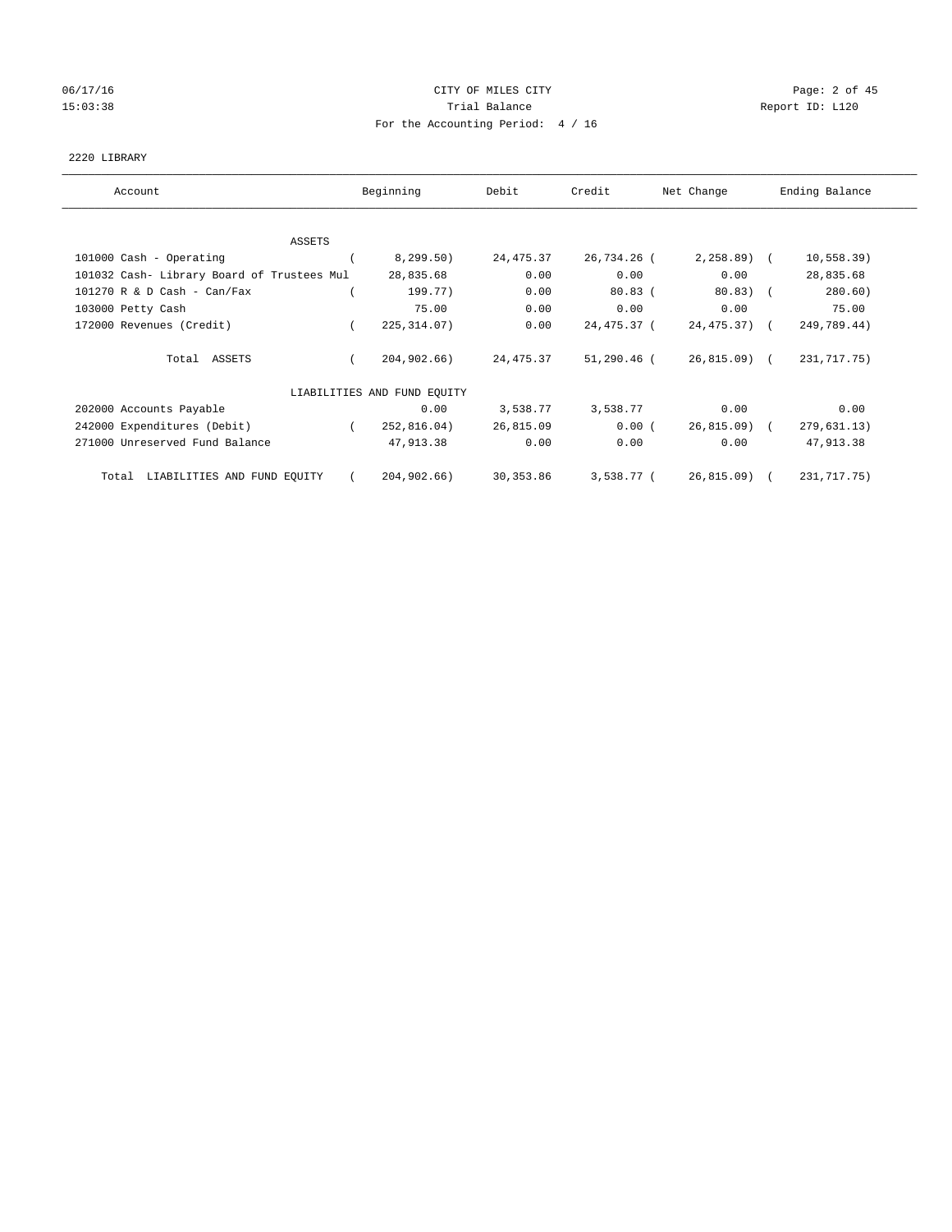CITY OF MILES CITY
Trial Balance
For the Accounting Period: 4 / 16

06/17/16
15:03:38

Report ID: L120

2220 LIBRARY

| Account | Beginning | Debit | Credit | Net Change | Ending Balance |
|---|---|---|---|---|---|
| ASSETS | | | | | |
| 101000 Cash - Operating | ( 8,299.50) | 24,475.37 | 26,734.26 | ( 2,258.89) | ( 10,558.39) |
| 101032 Cash- Library Board of Trustees Mul | 28,835.68 | 0.00 | 0.00 | 0.00 | 28,835.68 |
| 101270 R & D Cash - Can/Fax | ( 199.77) | 0.00 | 80.83 | ( 80.83) | ( 280.60) |
| 103000 Petty Cash | 75.00 | 0.00 | 0.00 | 0.00 | 75.00 |
| 172000 Revenues (Credit) | ( 225,314.07) | 0.00 | 24,475.37 | ( 24,475.37) | ( 249,789.44) |
| Total ASSETS | ( 204,902.66) | 24,475.37 | 51,290.46 | ( 26,815.09) | ( 231,717.75) |
| LIABILITIES AND FUND EQUITY | | | | | |
| 202000 Accounts Payable | 0.00 | 3,538.77 | 3,538.77 | 0.00 | 0.00 |
| 242000 Expenditures (Debit) | ( 252,816.04) | 26,815.09 | 0.00 | ( 26,815.09) | ( 279,631.13) |
| 271000 Unreserved Fund Balance | 47,913.38 | 0.00 | 0.00 | 0.00 | 47,913.38 |
| Total LIABILITIES AND FUND EQUITY | ( 204,902.66) | 30,353.86 | 3,538.77 | ( 26,815.09) | ( 231,717.75) |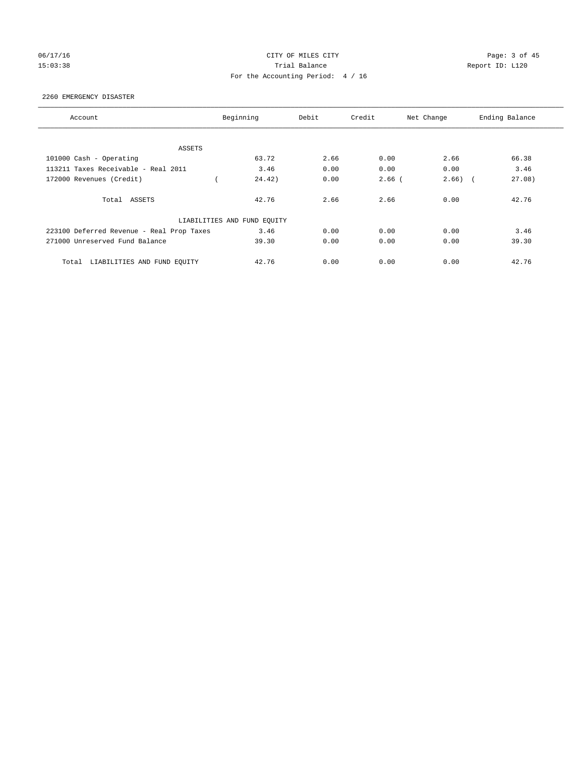CITY OF MILES CITY

Trial Balance

For the Accounting Period: 4 / 16

06/17/16 15:03:38 — Report ID: L120

2260 EMERGENCY DISASTER

| Account | Beginning | Debit | Credit | Net Change | Ending Balance |
|---|---|---|---|---|---|
| ASSETS | | | | | |
| 101000 Cash - Operating | 63.72 | 2.66 | 0.00 | 2.66 | 66.38 |
| 113211 Taxes Receivable - Real 2011 | 3.46 | 0.00 | 0.00 | 0.00 | 3.46 |
| 172000 Revenues (Credit) | ( 24.42) | 0.00 | 2.66 | ( 2.66) | ( 27.08) |
| Total ASSETS | 42.76 | 2.66 | 2.66 | 0.00 | 42.76 |
| LIABILITIES AND FUND EQUITY | | | | | |
| 223100 Deferred Revenue - Real Prop Taxes | 3.46 | 0.00 | 0.00 | 0.00 | 3.46 |
| 271000 Unreserved Fund Balance | 39.30 | 0.00 | 0.00 | 0.00 | 39.30 |
| Total LIABILITIES AND FUND EQUITY | 42.76 | 0.00 | 0.00 | 0.00 | 42.76 |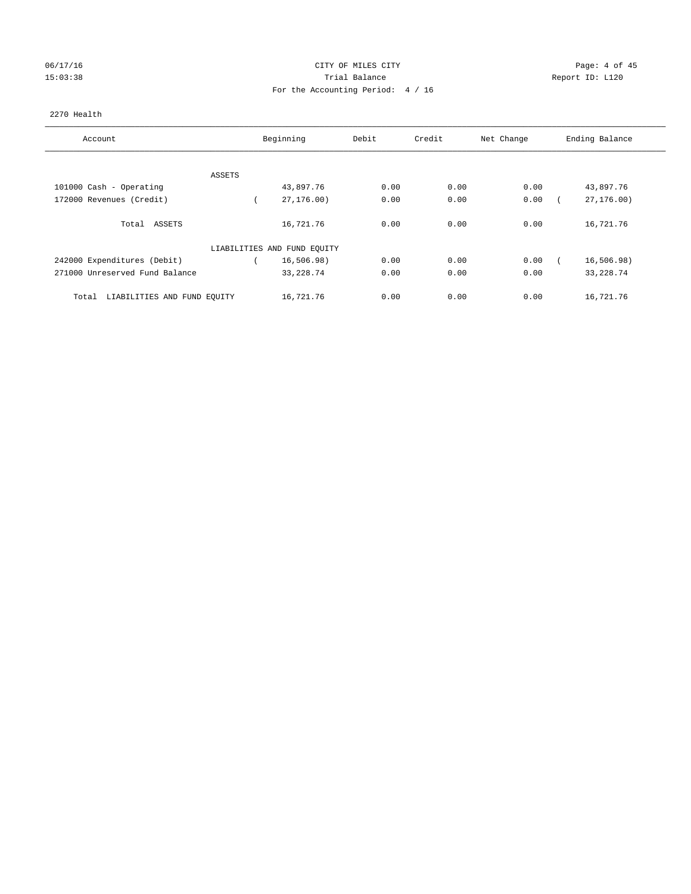CITY OF MILES CITY

Trial Balance

For the Accounting Period: 4 / 16

06/17/16
15:03:38

Report ID: L120

2270 Health

| Account | Beginning | Debit | Credit | Net Change | Ending Balance |
|---|---|---|---|---|---|
| ASSETS | | | | | |
| 101000 Cash - Operating | 43,897.76 | 0.00 | 0.00 | 0.00 | 43,897.76 |
| 172000 Revenues (Credit) | ( 27,176.00) | 0.00 | 0.00 | 0.00 | ( 27,176.00) |
| Total ASSETS | 16,721.76 | 0.00 | 0.00 | 0.00 | 16,721.76 |
| LIABILITIES AND FUND EQUITY | | | | | |
| 242000 Expenditures (Debit) | ( 16,506.98) | 0.00 | 0.00 | 0.00 | ( 16,506.98) |
| 271000 Unreserved Fund Balance | 33,228.74 | 0.00 | 0.00 | 0.00 | 33,228.74 |
| Total LIABILITIES AND FUND EQUITY | 16,721.76 | 0.00 | 0.00 | 0.00 | 16,721.76 |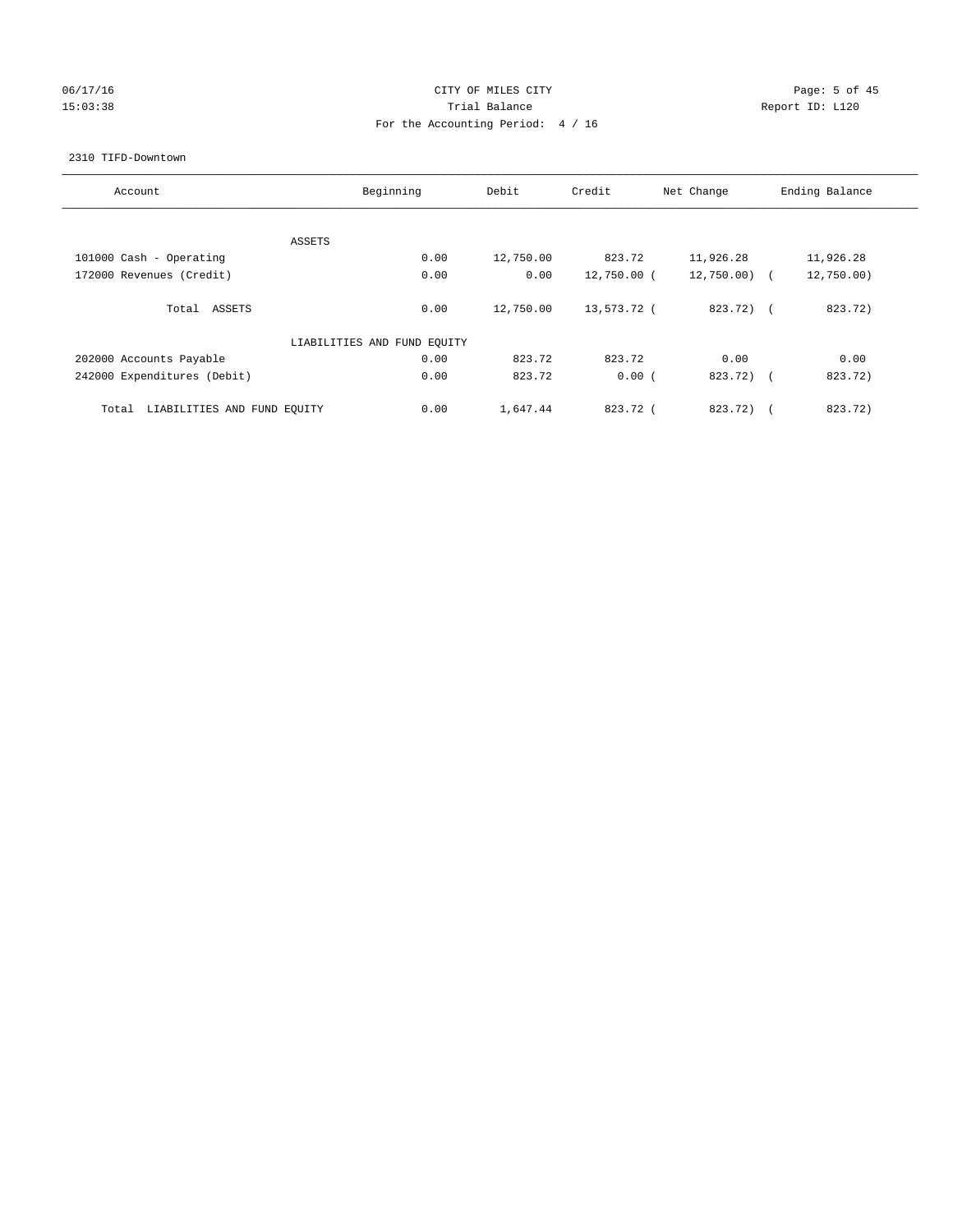CITY OF MILES CITY

Trial Balance

For the Accounting Period: 4 / 16

2310 TIFD-Downtown

| Account | Beginning | Debit | Credit | Net Change | Ending Balance |
|---|---|---|---|---|---|
| ASSETS | | | | | |
| 101000 Cash - Operating | 0.00 | 12,750.00 | 823.72 | 11,926.28 | 11,926.28 |
| 172000 Revenues (Credit) | 0.00 | 0.00 | 12,750.00 | ( 12,750.00) | ( 12,750.00) |
| Total ASSETS | 0.00 | 12,750.00 | 13,573.72 | ( 823.72) | ( 823.72) |
| LIABILITIES AND FUND EQUITY | | | | | |
| 202000 Accounts Payable | 0.00 | 823.72 | 823.72 | 0.00 | 0.00 |
| 242000 Expenditures (Debit) | 0.00 | 823.72 | 0.00 | ( 823.72) | ( 823.72) |
| Total LIABILITIES AND FUND EQUITY | 0.00 | 1,647.44 | 823.72 | ( 823.72) | ( 823.72) |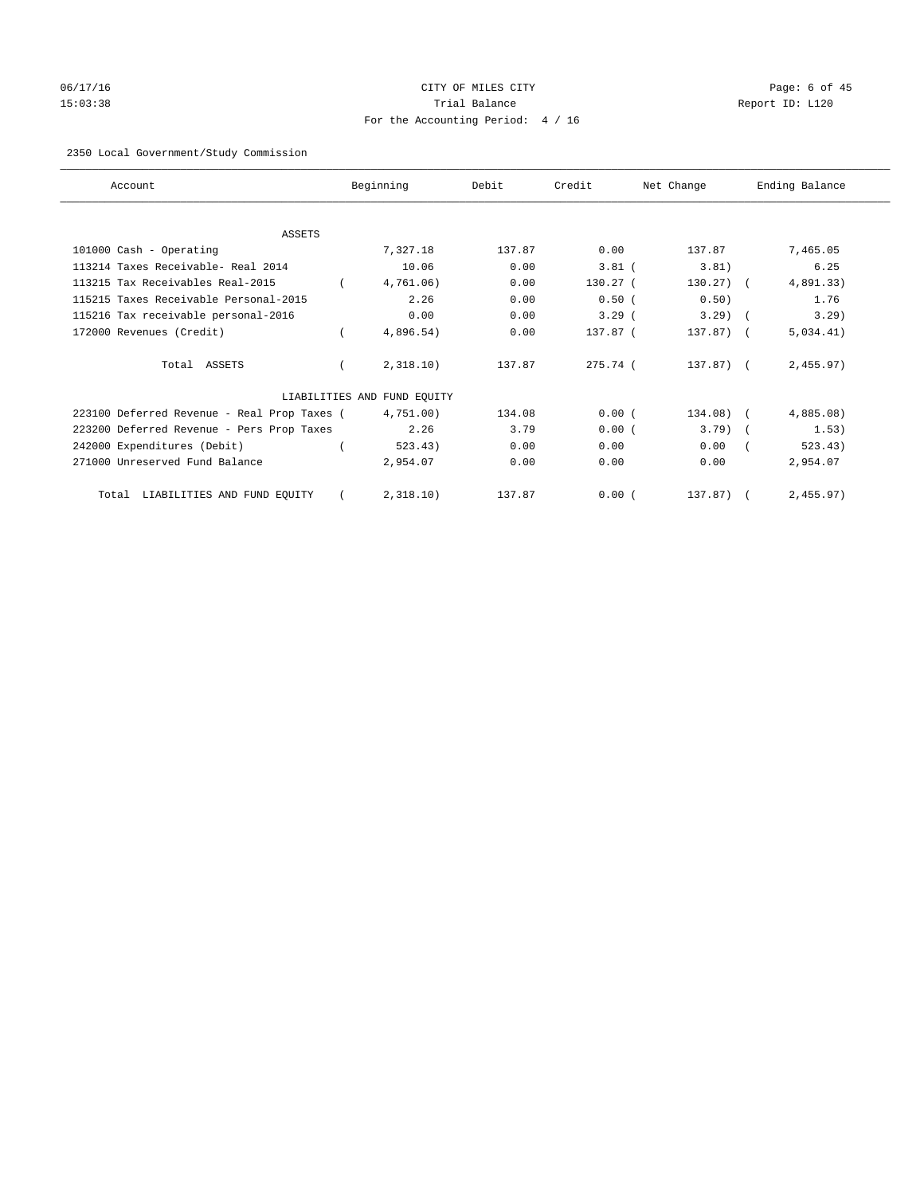CITY OF MILES CITY

Trial Balance

For the Accounting Period: 4 / 16

06/17/16 15:03:38 Report ID: L120

2350 Local Government/Study Commission

| Account | Beginning | Debit | Credit | Net Change | Ending Balance |
|---|---|---|---|---|---|
| ASSETS | | | | | |
| 101000 Cash - Operating | 7,327.18 | 137.87 | 0.00 | 137.87 | 7,465.05 |
| 113214 Taxes Receivable- Real 2014 | 10.06 | 0.00 | 3.81 | ( 3.81) | 6.25 |
| 113215 Tax Receivables Real-2015 | ( 4,761.06) | 0.00 | 130.27 | ( 130.27) | ( 4,891.33) |
| 115215 Taxes Receivable Personal-2015 | 2.26 | 0.00 | 0.50 | ( 0.50) | 1.76 |
| 115216 Tax receivable personal-2016 | 0.00 | 0.00 | 3.29 | ( 3.29) | ( 3.29) |
| 172000 Revenues (Credit) | ( 4,896.54) | 0.00 | 137.87 | ( 137.87) | ( 5,034.41) |
| Total ASSETS | ( 2,318.10) | 137.87 | 275.74 | ( 137.87) | ( 2,455.97) |
| LIABILITIES AND FUND EQUITY | | | | | |
| 223100 Deferred Revenue - Real Prop Taxes | ( 4,751.00) | 134.08 | 0.00 | ( 134.08) | ( 4,885.08) |
| 223200 Deferred Revenue - Pers Prop Taxes | 2.26 | 3.79 | 0.00 | ( 3.79) | ( 1.53) |
| 242000 Expenditures (Debit) | ( 523.43) | 0.00 | 0.00 | 0.00 | ( 523.43) |
| 271000 Unreserved Fund Balance | 2,954.07 | 0.00 | 0.00 | 0.00 | 2,954.07 |
| Total LIABILITIES AND FUND EQUITY | ( 2,318.10) | 137.87 | 0.00 | ( 137.87) | ( 2,455.97) |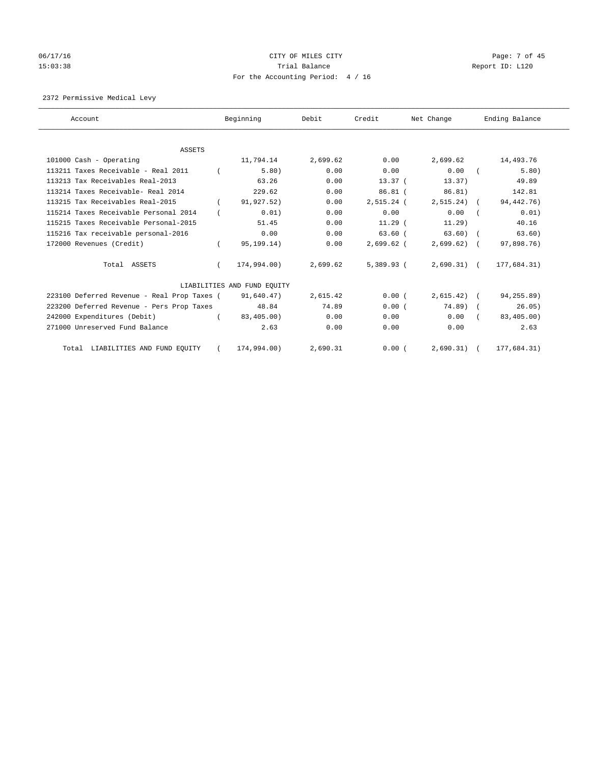CITY OF MILES CITY

Trial Balance

For the Accounting Period: 4 / 16

06/17/16 15:03:38 — Report ID: L120

2372 Permissive Medical Levy

| Account | Beginning | Debit | Credit | Net Change | Ending Balance |
|---|---|---|---|---|---|
| **ASSETS** | | | | | |
| 101000 Cash - Operating | 11,794.14 | 2,699.62 | 0.00 | 2,699.62 | 14,493.76 |
| 113211 Taxes Receivable - Real 2011 | ( 5.80) | 0.00 | 0.00 | 0.00 | ( 5.80) |
| 113213 Tax Receivables Real-2013 | 63.26 | 0.00 | 13.37 | ( 13.37) | 49.89 |
| 113214 Taxes Receivable- Real 2014 | 229.62 | 0.00 | 86.81 | ( 86.81) | 142.81 |
| 113215 Tax Receivables Real-2015 | ( 91,927.52) | 0.00 | 2,515.24 | ( 2,515.24) | ( 94,442.76) |
| 115214 Taxes Receivable Personal 2014 | ( 0.01) | 0.00 | 0.00 | 0.00 | ( 0.01) |
| 115215 Taxes Receivable Personal-2015 | 51.45 | 0.00 | 11.29 | ( 11.29) | 40.16 |
| 115216 Tax receivable personal-2016 | 0.00 | 0.00 | 63.60 | ( 63.60) | ( 63.60) |
| 172000 Revenues (Credit) | ( 95,199.14) | 0.00 | 2,699.62 | ( 2,699.62) | ( 97,898.76) |
| Total ASSETS | ( 174,994.00) | 2,699.62 | 5,389.93 | ( 2,690.31) | ( 177,684.31) |
| **LIABILITIES AND FUND EQUITY** | | | | | |
| 223100 Deferred Revenue - Real Prop Taxes | ( 91,640.47) | 2,615.42 | 0.00 | ( 2,615.42) | ( 94,255.89) |
| 223200 Deferred Revenue - Pers Prop Taxes | 48.84 | 74.89 | 0.00 | ( 74.89) | ( 26.05) |
| 242000 Expenditures (Debit) | ( 83,405.00) | 0.00 | 0.00 | 0.00 | ( 83,405.00) |
| 271000 Unreserved Fund Balance | 2.63 | 0.00 | 0.00 | 0.00 | 2.63 |
| Total LIABILITIES AND FUND EQUITY | ( 174,994.00) | 2,690.31 | 0.00 | ( 2,690.31) | ( 177,684.31) |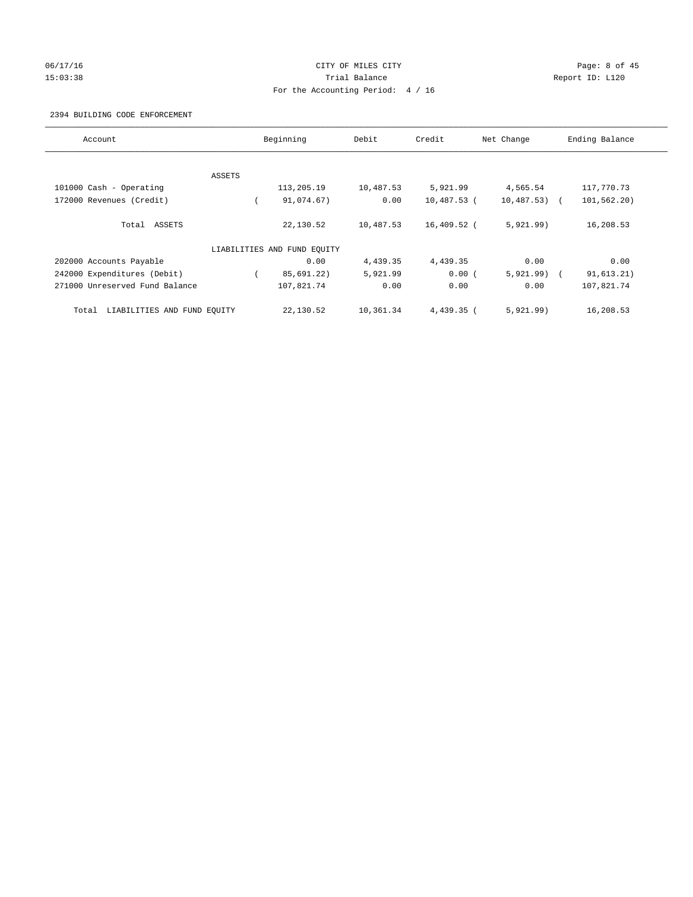CITY OF MILES CITY
Trial Balance
For the Accounting Period: 4 / 16

06/17/16
15:03:38

Report ID: L120

2394 BUILDING CODE ENFORCEMENT

| Account | Beginning | Debit | Credit | Net Change | Ending Balance |
|---|---|---|---|---|---|
| ASSETS | | | | | |
| 101000 Cash - Operating | 113,205.19 | 10,487.53 | 5,921.99 | 4,565.54 | 117,770.73 |
| 172000 Revenues (Credit) | ( 91,074.67) | 0.00 | 10,487.53 | ( 10,487.53) | ( 101,562.20) |
| Total ASSETS | 22,130.52 | 10,487.53 | 16,409.52 | ( 5,921.99) | 16,208.53 |
| LIABILITIES AND FUND EQUITY | | | | | |
| 202000 Accounts Payable | 0.00 | 4,439.35 | 4,439.35 | 0.00 | 0.00 |
| 242000 Expenditures (Debit) | ( 85,691.22) | 5,921.99 | 0.00 | ( 5,921.99) | ( 91,613.21) |
| 271000 Unreserved Fund Balance | 107,821.74 | 0.00 | 0.00 | 0.00 | 107,821.74 |
| Total LIABILITIES AND FUND EQUITY | 22,130.52 | 10,361.34 | 4,439.35 | ( 5,921.99) | 16,208.53 |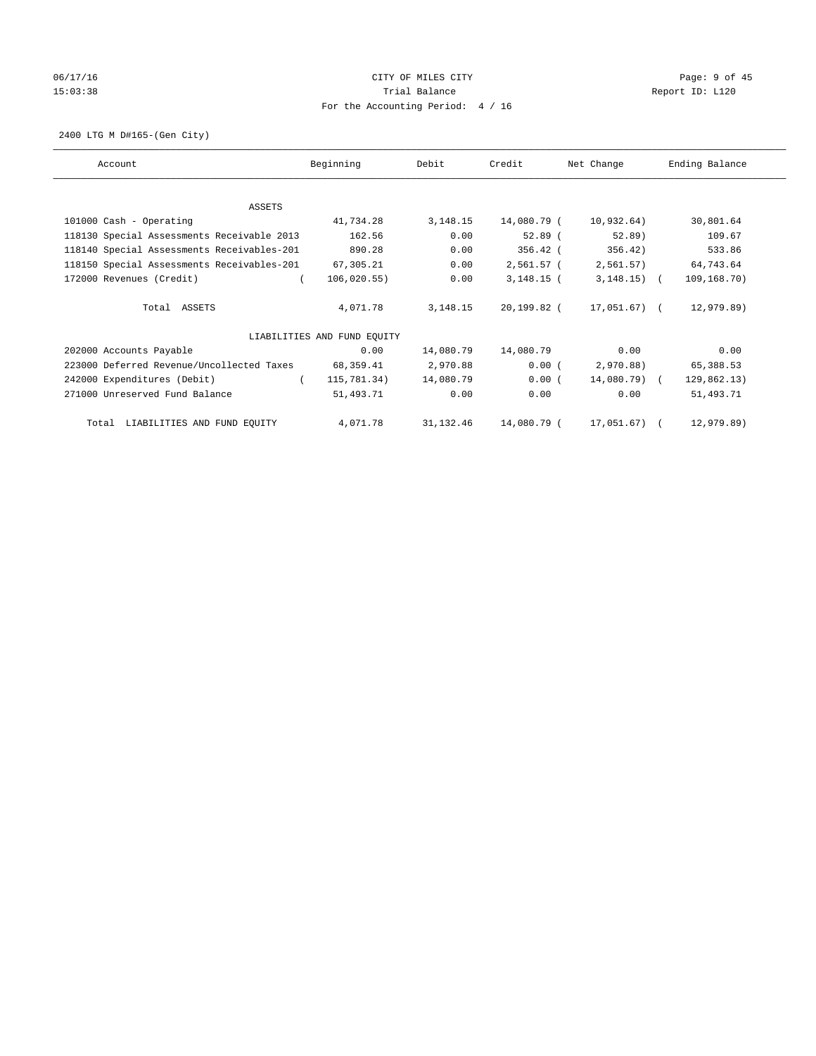CITY OF MILES CITY
Trial Balance
For the Accounting Period: 4 / 16

2400 LTG M D#165-(Gen City)

| Account | Beginning | Debit | Credit | Net Change | Ending Balance |
|---|---|---|---|---|---|
| ASSETS | | | | | |
| 101000 Cash - Operating | 41,734.28 | 3,148.15 | 14,080.79 | ( 10,932.64) | 30,801.64 |
| 118130 Special Assessments Receivable 2013 | 162.56 | 0.00 | 52.89 | ( 52.89) | 109.67 |
| 118140 Special Assessments Receivables-201 | 890.28 | 0.00 | 356.42 | ( 356.42) | 533.86 |
| 118150 Special Assessments Receivables-201 | 67,305.21 | 0.00 | 2,561.57 | ( 2,561.57) | 64,743.64 |
| 172000 Revenues (Credit) | ( 106,020.55) | 0.00 | 3,148.15 | ( 3,148.15) | ( 109,168.70) |
| Total ASSETS | 4,071.78 | 3,148.15 | 20,199.82 | ( 17,051.67) | ( 12,979.89) |
| LIABILITIES AND FUND EQUITY | | | | | |
| 202000 Accounts Payable | 0.00 | 14,080.79 | 14,080.79 | 0.00 | 0.00 |
| 223000 Deferred Revenue/Uncollected Taxes | 68,359.41 | 2,970.88 | 0.00 | ( 2,970.88) | 65,388.53 |
| 242000 Expenditures (Debit) | ( 115,781.34) | 14,080.79 | 0.00 | ( 14,080.79) | ( 129,862.13) |
| 271000 Unreserved Fund Balance | 51,493.71 | 0.00 | 0.00 | 0.00 | 51,493.71 |
| Total LIABILITIES AND FUND EQUITY | 4,071.78 | 31,132.46 | 14,080.79 | ( 17,051.67) | ( 12,979.89) |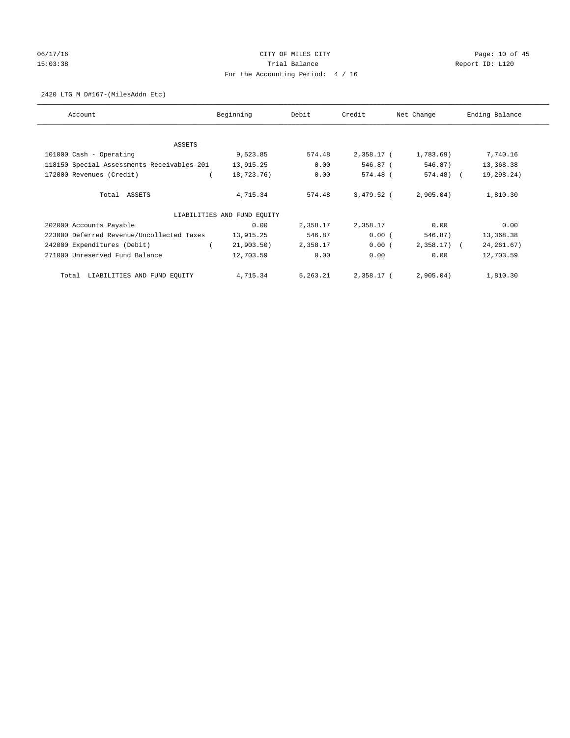CITY OF MILES CITY

Trial Balance

For the Accounting Period: 4 / 16

06/17/16
15:03:38

Report ID: L120

2420 LTG M D#167-(MilesAddn Etc)

| Account | Beginning | Debit | Credit | Net Change | Ending Balance |
|---|---|---|---|---|---|
| ASSETS | | | | | |
| 101000 Cash - Operating | 9,523.85 | 574.48 | 2,358.17 | ( 1,783.69) | 7,740.16 |
| 118150 Special Assessments Receivables-201 | 13,915.25 | 0.00 | 546.87 | ( 546.87) | 13,368.38 |
| 172000 Revenues (Credit) | ( 18,723.76) | 0.00 | 574.48 | ( 574.48) | ( 19,298.24) |
| Total ASSETS | 4,715.34 | 574.48 | 3,479.52 | ( 2,905.04) | 1,810.30 |
| LIABILITIES AND FUND EQUITY | | | | | |
| 202000 Accounts Payable | 0.00 | 2,358.17 | 2,358.17 | 0.00 | 0.00 |
| 223000 Deferred Revenue/Uncollected Taxes | 13,915.25 | 546.87 | 0.00 | ( 546.87) | 13,368.38 |
| 242000 Expenditures (Debit) | ( 21,903.50) | 2,358.17 | 0.00 | ( 2,358.17) | ( 24,261.67) |
| 271000 Unreserved Fund Balance | 12,703.59 | 0.00 | 0.00 | 0.00 | 12,703.59 |
| Total LIABILITIES AND FUND EQUITY | 4,715.34 | 5,263.21 | 2,358.17 | ( 2,905.04) | 1,810.30 |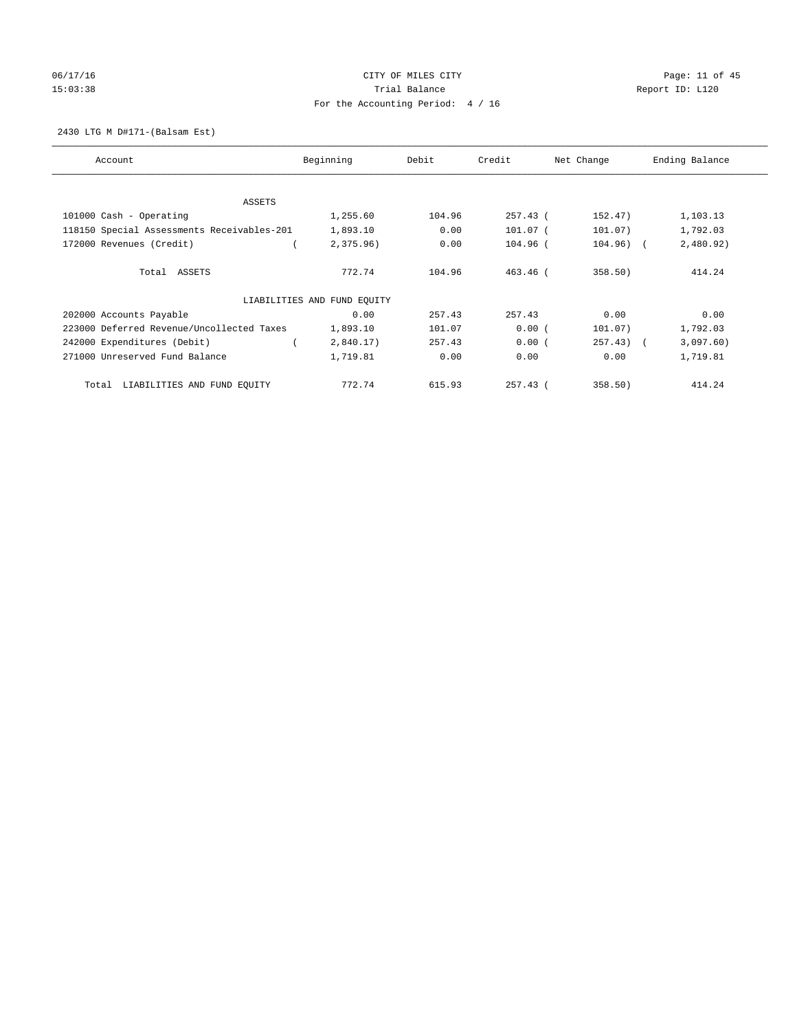CITY OF MILES CITY
Trial Balance
For the Accounting Period: 4 / 16

06/17/16
15:03:38

Report ID: L120

2430 LTG M D#171-(Balsam Est)

| Account | Beginning | Debit | Credit | Net Change | Ending Balance |
|---|---|---|---|---|---|
| ASSETS | | | | | |
| 101000 Cash - Operating | 1,255.60 | 104.96 | 257.43 | ( 152.47) | 1,103.13 |
| 118150 Special Assessments Receivables-201 | 1,893.10 | 0.00 | 101.07 | ( 101.07) | 1,792.03 |
| 172000 Revenues (Credit) | ( 2,375.96) | 0.00 | 104.96 | ( 104.96) | ( 2,480.92) |
| Total ASSETS | 772.74 | 104.96 | 463.46 | ( 358.50) | 414.24 |
| LIABILITIES AND FUND EQUITY | | | | | |
| 202000 Accounts Payable | 0.00 | 257.43 | 257.43 | 0.00 | 0.00 |
| 223000 Deferred Revenue/Uncollected Taxes | 1,893.10 | 101.07 | 0.00 | ( 101.07) | 1,792.03 |
| 242000 Expenditures (Debit) | ( 2,840.17) | 257.43 | 0.00 | ( 257.43) | ( 3,097.60) |
| 271000 Unreserved Fund Balance | 1,719.81 | 0.00 | 0.00 | 0.00 | 1,719.81 |
| Total LIABILITIES AND FUND EQUITY | 772.74 | 615.93 | 257.43 | ( 358.50) | 414.24 |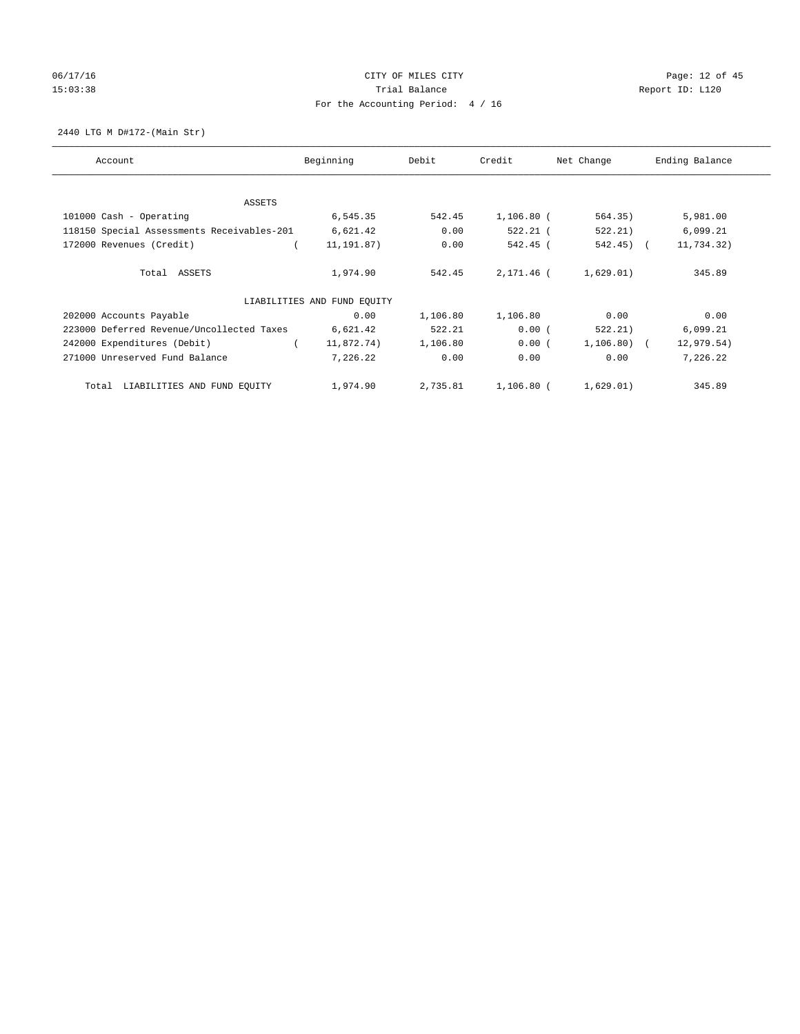06/17/16 CITY OF MILES CITY
15:03:38 Trial Balance Report ID: L120
For the Accounting Period: 4 / 16

2440 LTG M D#172-(Main Str)

| Account | Beginning | Debit | Credit | Net Change | Ending Balance |
|---|---|---|---|---|---|
| ASSETS | | | | | |
| 101000 Cash - Operating | 6,545.35 | 542.45 | 1,106.80 | ( 564.35) | 5,981.00 |
| 118150 Special Assessments Receivables-201 | 6,621.42 | 0.00 | 522.21 | ( 522.21) | 6,099.21 |
| 172000 Revenues (Credit) | ( 11,191.87) | 0.00 | 542.45 | ( 542.45) | ( 11,734.32) |
| Total ASSETS | 1,974.90 | 542.45 | 2,171.46 | ( 1,629.01) | 345.89 |
| LIABILITIES AND FUND EQUITY | | | | | |
| 202000 Accounts Payable | 0.00 | 1,106.80 | 1,106.80 | 0.00 | 0.00 |
| 223000 Deferred Revenue/Uncollected Taxes | 6,621.42 | 522.21 | 0.00 | ( 522.21) | 6,099.21 |
| 242000 Expenditures (Debit) | ( 11,872.74) | 1,106.80 | 0.00 | ( 1,106.80) | ( 12,979.54) |
| 271000 Unreserved Fund Balance | 7,226.22 | 0.00 | 0.00 | 0.00 | 7,226.22 |
| Total LIABILITIES AND FUND EQUITY | 1,974.90 | 2,735.81 | 1,106.80 | ( 1,629.01) | 345.89 |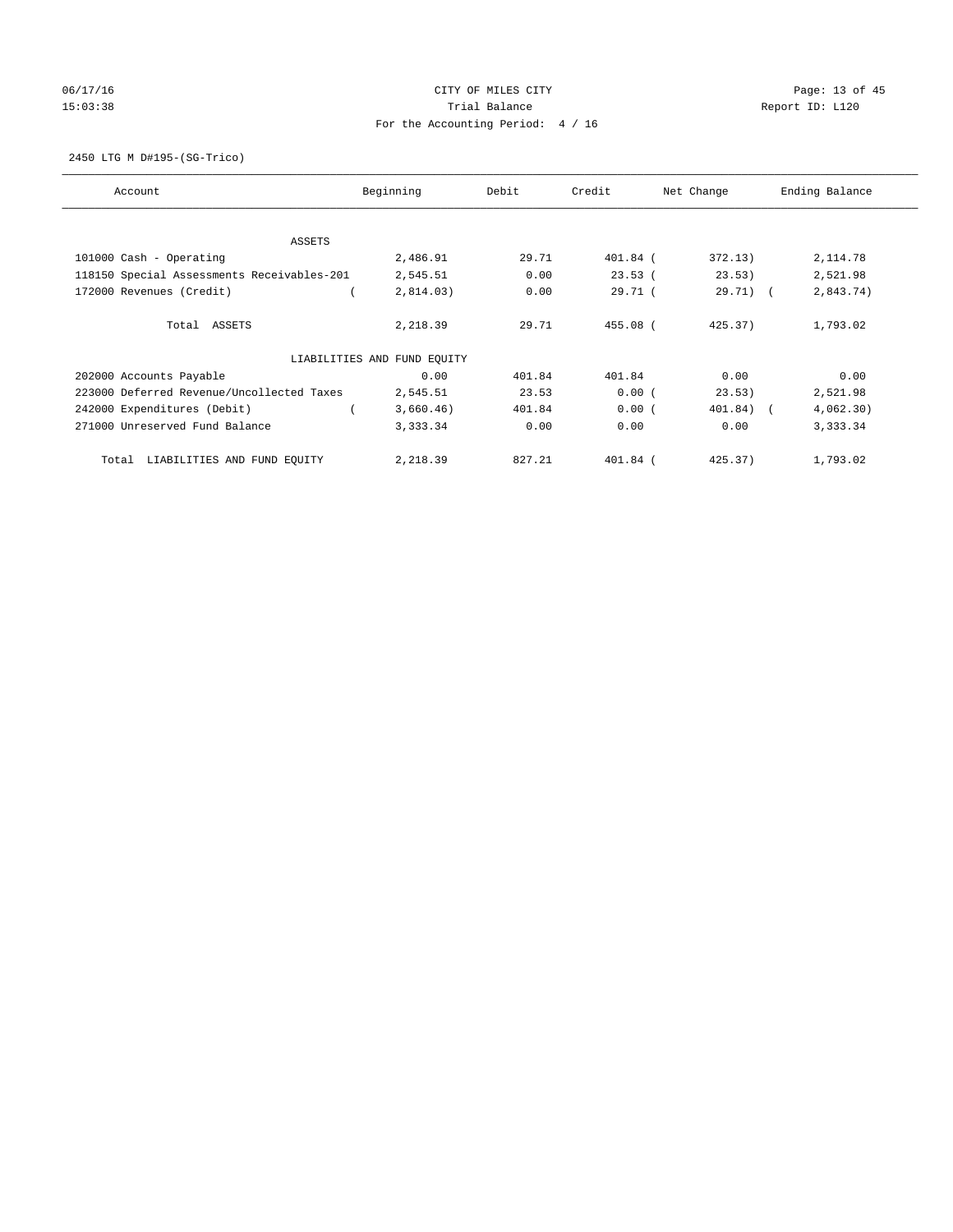06/17/16 CITY OF MILES CITY
15:03:38 Trial Balance Report ID: L120
For the Accounting Period: 4 / 16

2450 LTG M D#195-(SG-Trico)

| Account | Beginning | Debit | Credit | Net Change | Ending Balance |
|---|---|---|---|---|---|
| ASSETS | | | | | |
| 101000 Cash - Operating | 2,486.91 | 29.71 | 401.84 | ( 372.13) | 2,114.78 |
| 118150 Special Assessments Receivables-201 | 2,545.51 | 0.00 | 23.53 | ( 23.53) | 2,521.98 |
| 172000 Revenues (Credit) | ( 2,814.03) | 0.00 | 29.71 | ( 29.71) | ( 2,843.74) |
| Total ASSETS | 2,218.39 | 29.71 | 455.08 | ( 425.37) | 1,793.02 |
| LIABILITIES AND FUND EQUITY | | | | | |
| 202000 Accounts Payable | 0.00 | 401.84 | 401.84 | 0.00 | 0.00 |
| 223000 Deferred Revenue/Uncollected Taxes | 2,545.51 | 23.53 | 0.00 | ( 23.53) | 2,521.98 |
| 242000 Expenditures (Debit) | ( 3,660.46) | 401.84 | 0.00 | ( 401.84) | ( 4,062.30) |
| 271000 Unreserved Fund Balance | 3,333.34 | 0.00 | 0.00 | 0.00 | 3,333.34 |
| Total LIABILITIES AND FUND EQUITY | 2,218.39 | 827.21 | 401.84 | ( 425.37) | 1,793.02 |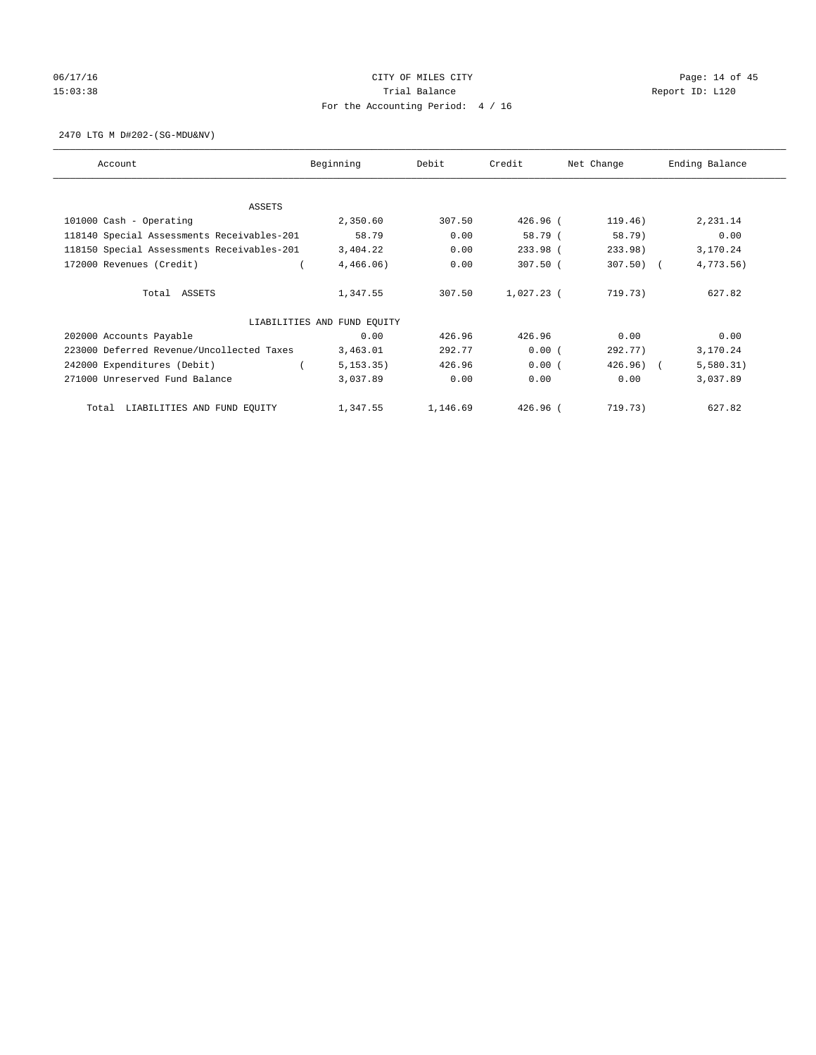CITY OF MILES CITY
Trial Balance
For the Accounting Period: 4 / 16

06/17/16
15:03:38

Report ID: L120

2470 LTG M D#202-(SG-MDU&NV)

| Account | Beginning | Debit | Credit | Net Change | Ending Balance |
|---|---|---|---|---|---|
| ASSETS | | | | | |
| 101000 Cash - Operating | 2,350.60 | 307.50 | 426.96 | ( 119.46) | 2,231.14 |
| 118140 Special Assessments Receivables-201 | 58.79 | 0.00 | 58.79 | ( 58.79) | 0.00 |
| 118150 Special Assessments Receivables-201 | 3,404.22 | 0.00 | 233.98 | ( 233.98) | 3,170.24 |
| 172000 Revenues (Credit) | ( 4,466.06) | 0.00 | 307.50 | ( 307.50) | ( 4,773.56) |
| Total ASSETS | 1,347.55 | 307.50 | 1,027.23 | ( 719.73) | 627.82 |
| LIABILITIES AND FUND EQUITY | | | | | |
| 202000 Accounts Payable | 0.00 | 426.96 | 426.96 | 0.00 | 0.00 |
| 223000 Deferred Revenue/Uncollected Taxes | 3,463.01 | 292.77 | 0.00 | ( 292.77) | 3,170.24 |
| 242000 Expenditures (Debit) | ( 5,153.35) | 426.96 | 0.00 | ( 426.96) | ( 5,580.31) |
| 271000 Unreserved Fund Balance | 3,037.89 | 0.00 | 0.00 | 0.00 | 3,037.89 |
| Total LIABILITIES AND FUND EQUITY | 1,347.55 | 1,146.69 | 426.96 | ( 719.73) | 627.82 |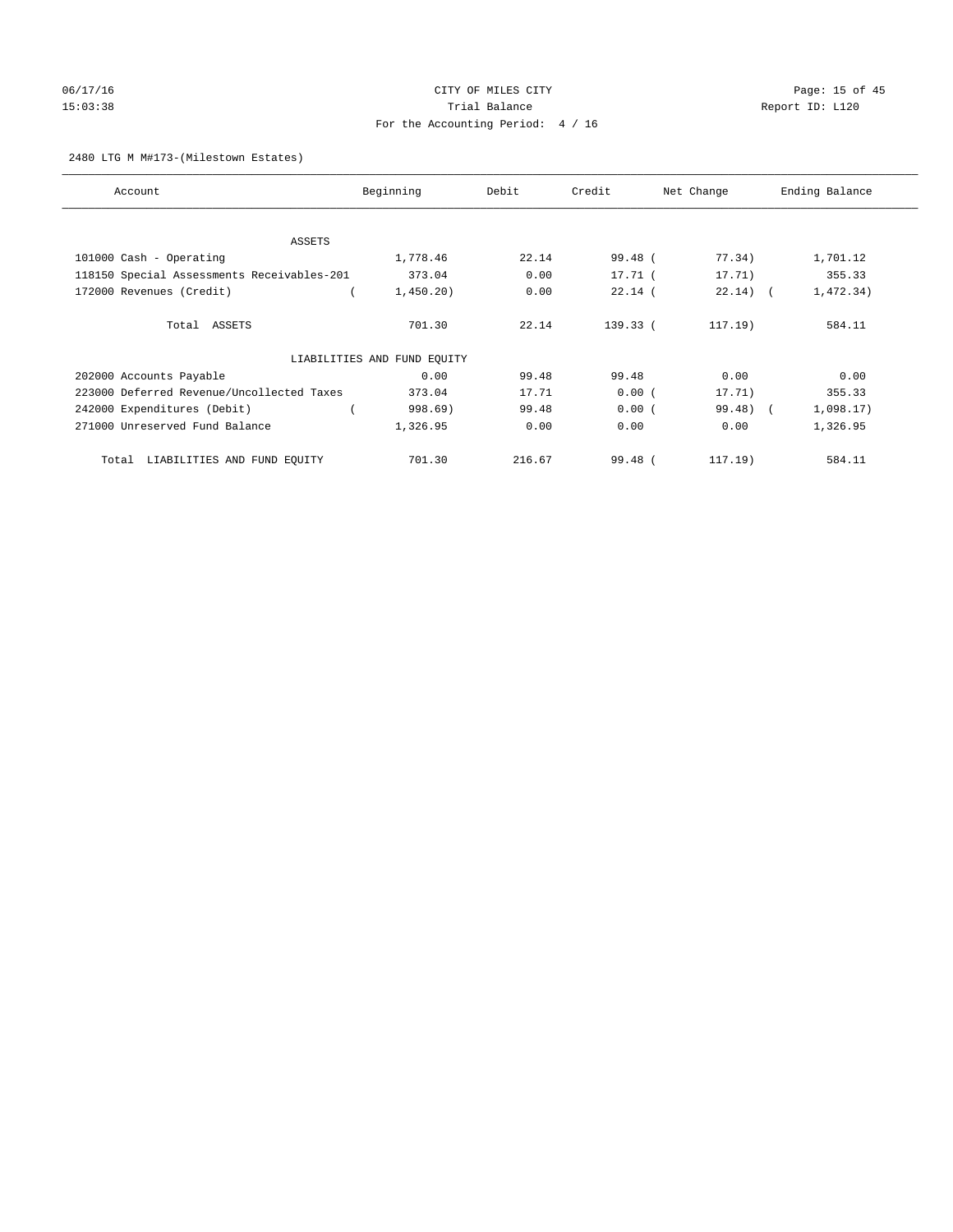CITY OF MILES CITY

Trial Balance

For the Accounting Period: 4 / 16

06/17/16 15:03:38 — Report ID: L120

2480 LTG M M#173-(Milestown Estates)

| Account | Beginning | Debit | Credit | Net Change | Ending Balance |
|---|---|---|---|---|---|
| ASSETS | | | | | |
| 101000 Cash - Operating | 1,778.46 | 22.14 | 99.48 | (77.34) | 1,701.12 |
| 118150 Special Assessments Receivables-201 | 373.04 | 0.00 | 17.71 | (17.71) | 355.33 |
| 172000 Revenues (Credit) | (1,450.20) | 0.00 | 22.14 | (22.14) | (1,472.34) |
| Total ASSETS | 701.30 | 22.14 | 139.33 | (117.19) | 584.11 |
| LIABILITIES AND FUND EQUITY | | | | | |
| 202000 Accounts Payable | 0.00 | 99.48 | 99.48 | 0.00 | 0.00 |
| 223000 Deferred Revenue/Uncollected Taxes | 373.04 | 17.71 | 0.00 | (17.71) | 355.33 |
| 242000 Expenditures (Debit) | (998.69) | 99.48 | 0.00 | (99.48) | (1,098.17) |
| 271000 Unreserved Fund Balance | 1,326.95 | 0.00 | 0.00 | 0.00 | 1,326.95 |
| Total LIABILITIES AND FUND EQUITY | 701.30 | 216.67 | 99.48 | (117.19) | 584.11 |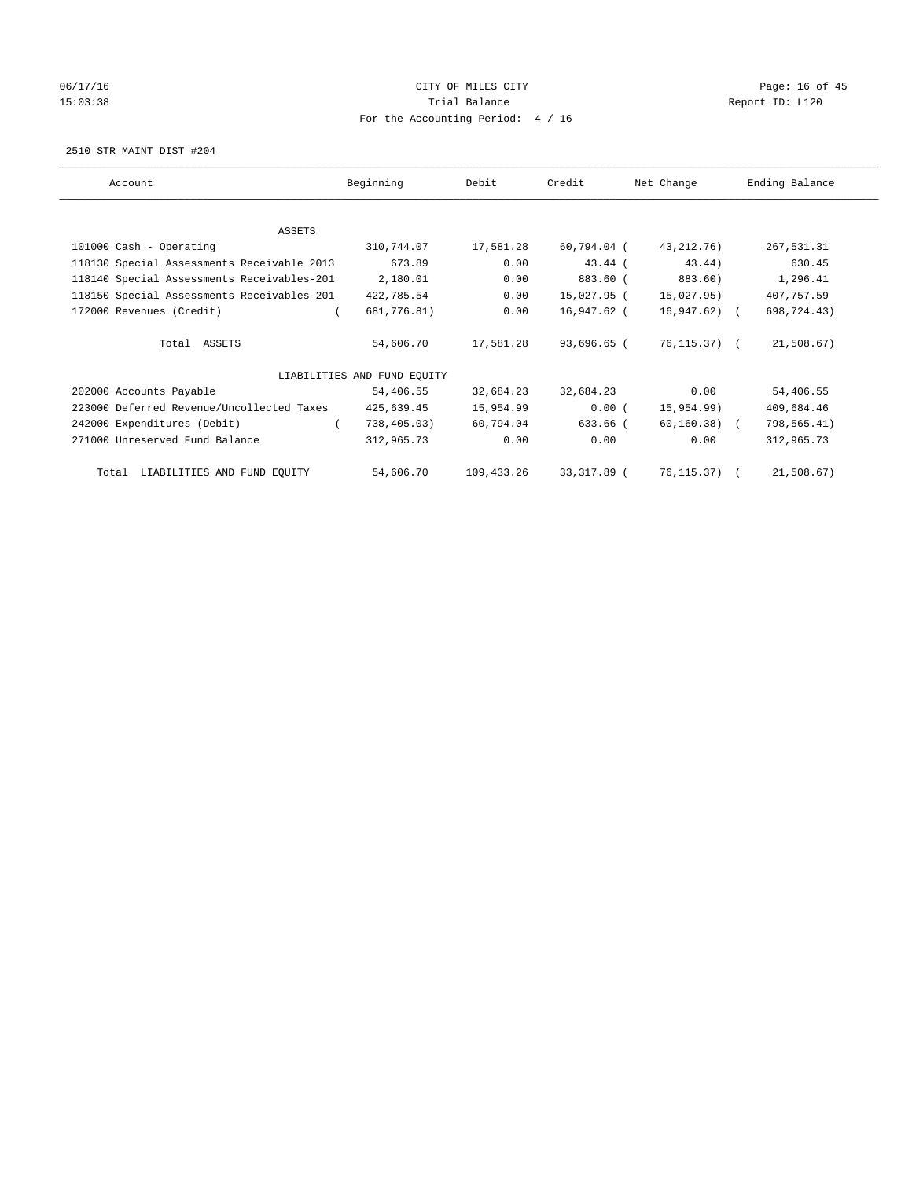CITY OF MILES CITY

Trial Balance

For the Accounting Period: 4 / 16

2510 STR MAINT DIST #204

| Account | Beginning | Debit | Credit | Net Change | Ending Balance |
|---|---|---|---|---|---|
| ASSETS | | | | | |
| 101000 Cash - Operating | 310,744.07 | 17,581.28 | 60,794.04 | ( 43,212.76) | 267,531.31 |
| 118130 Special Assessments Receivable 2013 | 673.89 | 0.00 | 43.44 | ( 43.44) | 630.45 |
| 118140 Special Assessments Receivables-201 | 2,180.01 | 0.00 | 883.60 | ( 883.60) | 1,296.41 |
| 118150 Special Assessments Receivables-201 | 422,785.54 | 0.00 | 15,027.95 | ( 15,027.95) | 407,757.59 |
| 172000 Revenues (Credit) | ( 681,776.81) | 0.00 | 16,947.62 | ( 16,947.62) | ( 698,724.43) |
| Total ASSETS | 54,606.70 | 17,581.28 | 93,696.65 | ( 76,115.37) | ( 21,508.67) |
| LIABILITIES AND FUND EQUITY | | | | | |
| 202000 Accounts Payable | 54,406.55 | 32,684.23 | 32,684.23 | 0.00 | 54,406.55 |
| 223000 Deferred Revenue/Uncollected Taxes | 425,639.45 | 15,954.99 | 0.00 | ( 15,954.99) | 409,684.46 |
| 242000 Expenditures (Debit) | ( 738,405.03) | 60,794.04 | 633.66 | ( 60,160.38) | ( 798,565.41) |
| 271000 Unreserved Fund Balance | 312,965.73 | 0.00 | 0.00 | 0.00 | 312,965.73 |
| Total LIABILITIES AND FUND EQUITY | 54,606.70 | 109,433.26 | 33,317.89 | ( 76,115.37) | ( 21,508.67) |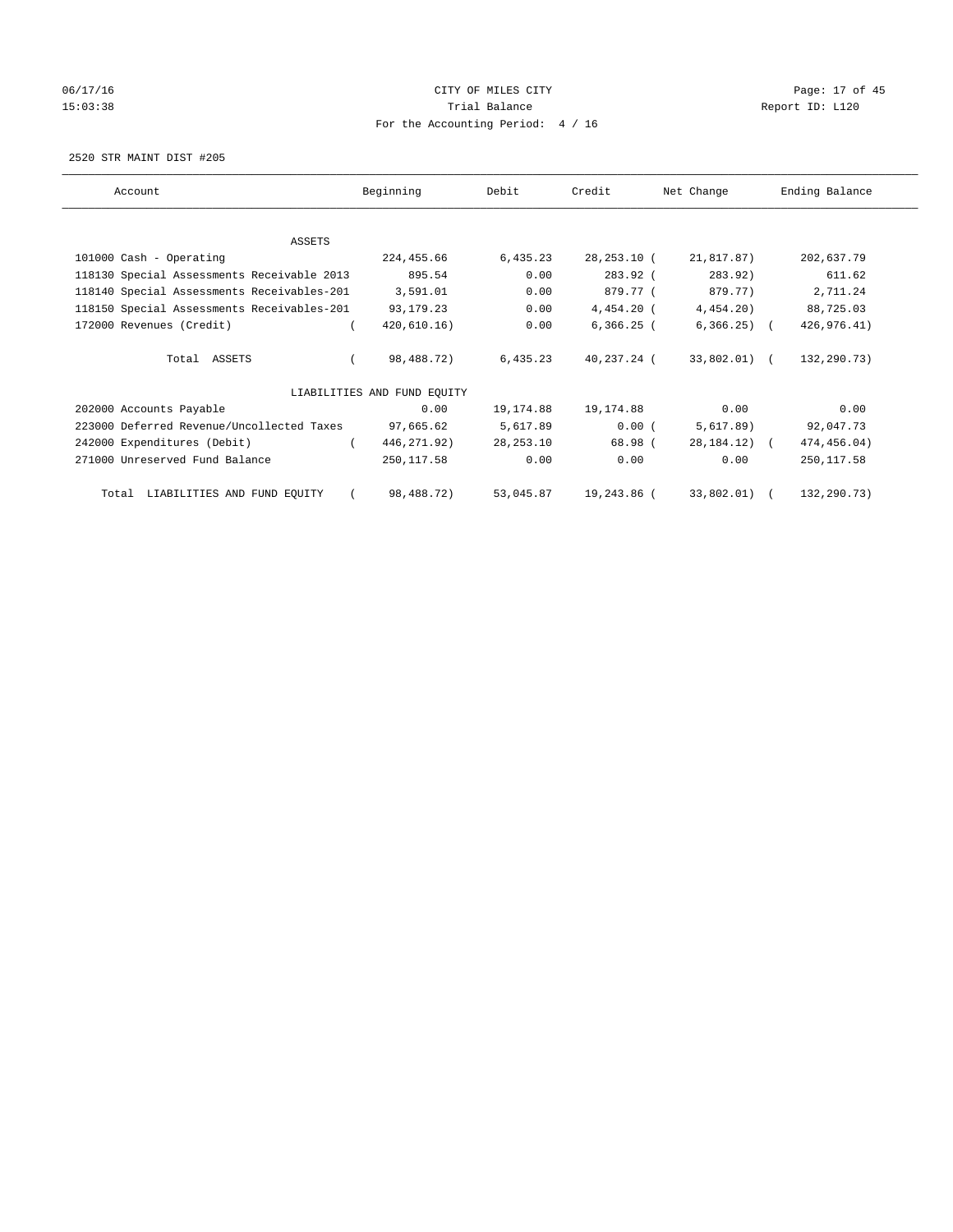CITY OF MILES CITY

Trial Balance

For the Accounting Period: 4 / 16

06/17/16 15:03:38 Report ID: L120

2520 STR MAINT DIST #205

| Account | Beginning | Debit | Credit | Net Change | Ending Balance |
|---|---|---|---|---|---|
| ASSETS | | | | | |
| 101000 Cash - Operating | 224,455.66 | 6,435.23 | 28,253.10 | ( 21,817.87) | 202,637.79 |
| 118130 Special Assessments Receivable 2013 | 895.54 | 0.00 | 283.92 | ( 283.92) | 611.62 |
| 118140 Special Assessments Receivables-201 | 3,591.01 | 0.00 | 879.77 | ( 879.77) | 2,711.24 |
| 118150 Special Assessments Receivables-201 | 93,179.23 | 0.00 | 4,454.20 | ( 4,454.20) | 88,725.03 |
| 172000 Revenues (Credit) | ( 420,610.16) | 0.00 | 6,366.25 | ( 6,366.25) | ( 426,976.41) |
| Total ASSETS | ( 98,488.72) | 6,435.23 | 40,237.24 | ( 33,802.01) | ( 132,290.73) |
| LIABILITIES AND FUND EQUITY | | | | | |
| 202000 Accounts Payable | 0.00 | 19,174.88 | 19,174.88 | 0.00 | 0.00 |
| 223000 Deferred Revenue/Uncollected Taxes | 97,665.62 | 5,617.89 | 0.00 | ( 5,617.89) | 92,047.73 |
| 242000 Expenditures (Debit) | ( 446,271.92) | 28,253.10 | 68.98 | ( 28,184.12) | ( 474,456.04) |
| 271000 Unreserved Fund Balance | 250,117.58 | 0.00 | 0.00 | 0.00 | 250,117.58 |
| Total LIABILITIES AND FUND EQUITY | ( 98,488.72) | 53,045.87 | 19,243.86 | ( 33,802.01) | ( 132,290.73) |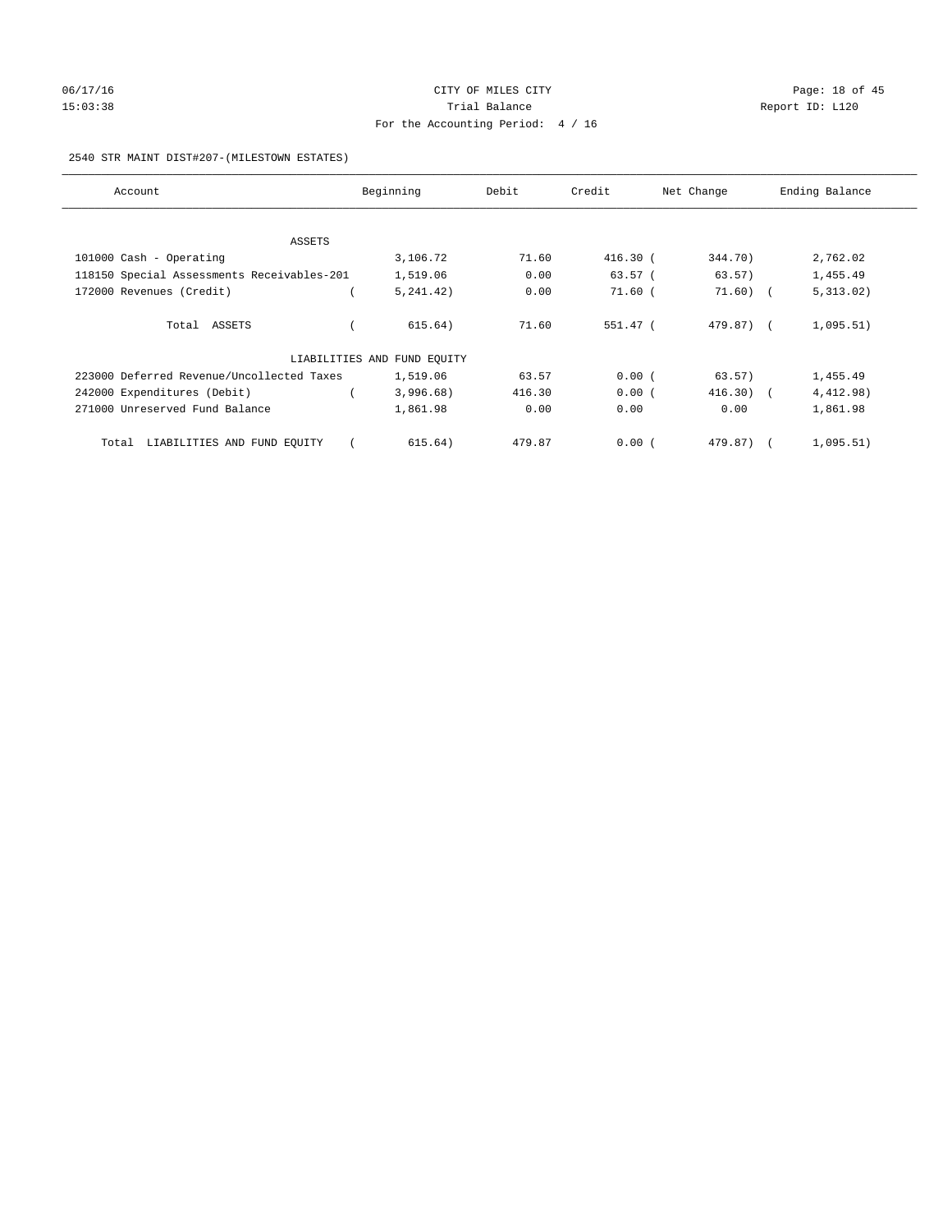CITY OF MILES CITY

Trial Balance

For the Accounting Period: 4 / 16

06/17/16 15:03:38 Report ID: L120

2540 STR MAINT DIST#207-(MILESTOWN ESTATES)

| Account | Beginning | Debit | Credit | Net Change | Ending Balance |
|---|---|---|---|---|---|
| ASSETS | | | | | |
| 101000 Cash - Operating | 3,106.72 | 71.60 | 416.30 | ( 344.70) | 2,762.02 |
| 118150 Special Assessments Receivables-201 | 1,519.06 | 0.00 | 63.57 | ( 63.57) | 1,455.49 |
| 172000 Revenues (Credit) | ( 5,241.42) | 0.00 | 71.60 | ( 71.60) | ( 5,313.02) |
| Total ASSETS | ( 615.64) | 71.60 | 551.47 | ( 479.87) | ( 1,095.51) |
| LIABILITIES AND FUND EQUITY | | | | | |
| 223000 Deferred Revenue/Uncollected Taxes | 1,519.06 | 63.57 | 0.00 | ( 63.57) | 1,455.49 |
| 242000 Expenditures (Debit) | ( 3,996.68) | 416.30 | 0.00 | ( 416.30) | ( 4,412.98) |
| 271000 Unreserved Fund Balance | 1,861.98 | 0.00 | 0.00 | 0.00 | 1,861.98 |
| Total LIABILITIES AND FUND EQUITY | ( 615.64) | 479.87 | 0.00 | ( 479.87) | ( 1,095.51) |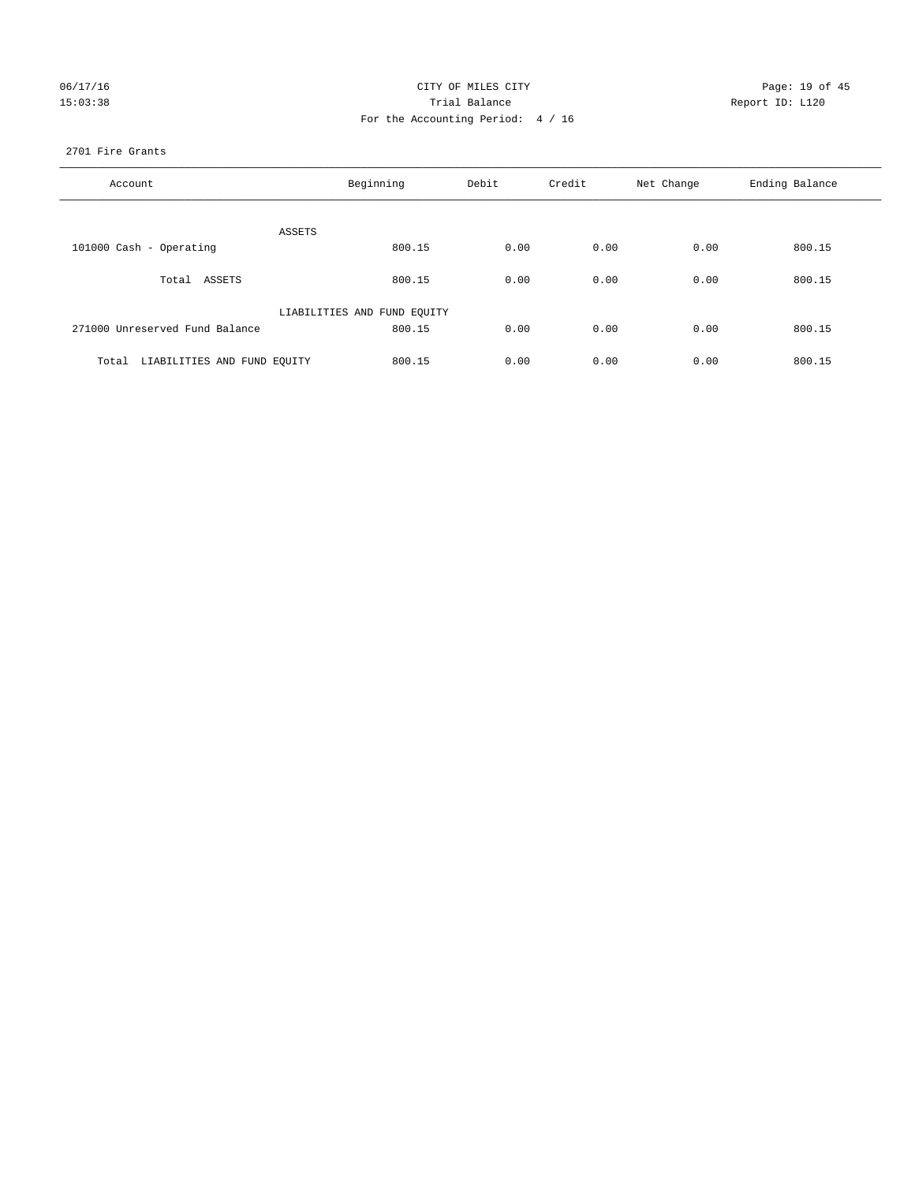CITY OF MILES CITY
Trial Balance
For the Accounting Period: 4 / 16

06/17/16
15:03:38

Report ID: L120

2701 Fire Grants

| Account | Beginning | Debit | Credit | Net Change | Ending Balance |
|---|---|---|---|---|---|
| ASSETS | | | | | |
| 101000 Cash - Operating | 800.15 | 0.00 | 0.00 | 0.00 | 800.15 |
| Total ASSETS | 800.15 | 0.00 | 0.00 | 0.00 | 800.15 |
| LIABILITIES AND FUND EQUITY | | | | | |
| 271000 Unreserved Fund Balance | 800.15 | 0.00 | 0.00 | 0.00 | 800.15 |
| Total LIABILITIES AND FUND EQUITY | 800.15 | 0.00 | 0.00 | 0.00 | 800.15 |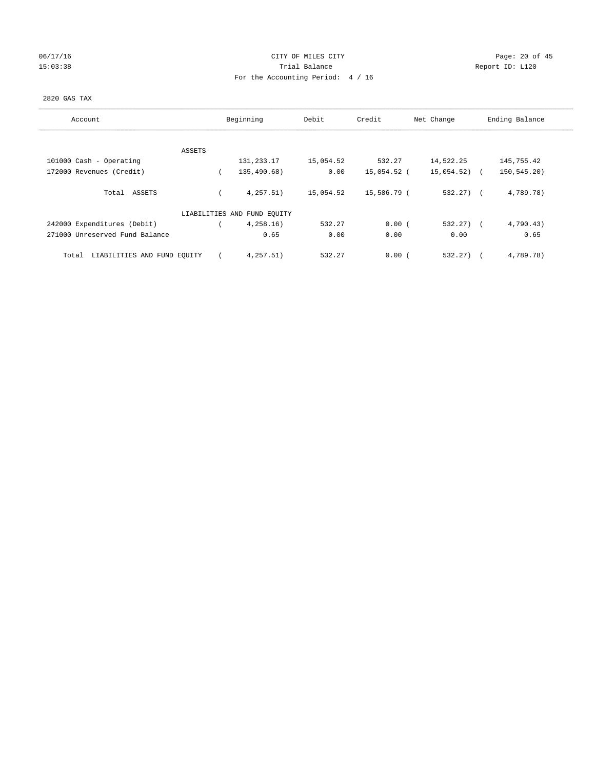CITY OF MILES CITY

Trial Balance

For the Accounting Period: 4 / 16

06/17/16 15:03:38

Report ID: L120

2820 GAS TAX

| Account | Beginning | Debit | Credit | Net Change | Ending Balance |
|---|---|---|---|---|---|
| ASSETS | | | | | |
| 101000 Cash - Operating | 131,233.17 | 15,054.52 | 532.27 | 14,522.25 | 145,755.42 |
| 172000 Revenues (Credit) | ( 135,490.68) | 0.00 | 15,054.52 | ( 15,054.52) | ( 150,545.20) |
| Total ASSETS | ( 4,257.51) | 15,054.52 | 15,586.79 | ( 532.27) | ( 4,789.78) |
| LIABILITIES AND FUND EQUITY | | | | | |
| 242000 Expenditures (Debit) | ( 4,258.16) | 532.27 | 0.00 | ( 532.27) | ( 4,790.43) |
| 271000 Unreserved Fund Balance | 0.65 | 0.00 | 0.00 | 0.00 | 0.65 |
| Total LIABILITIES AND FUND EQUITY | ( 4,257.51) | 532.27 | 0.00 | ( 532.27) | ( 4,789.78) |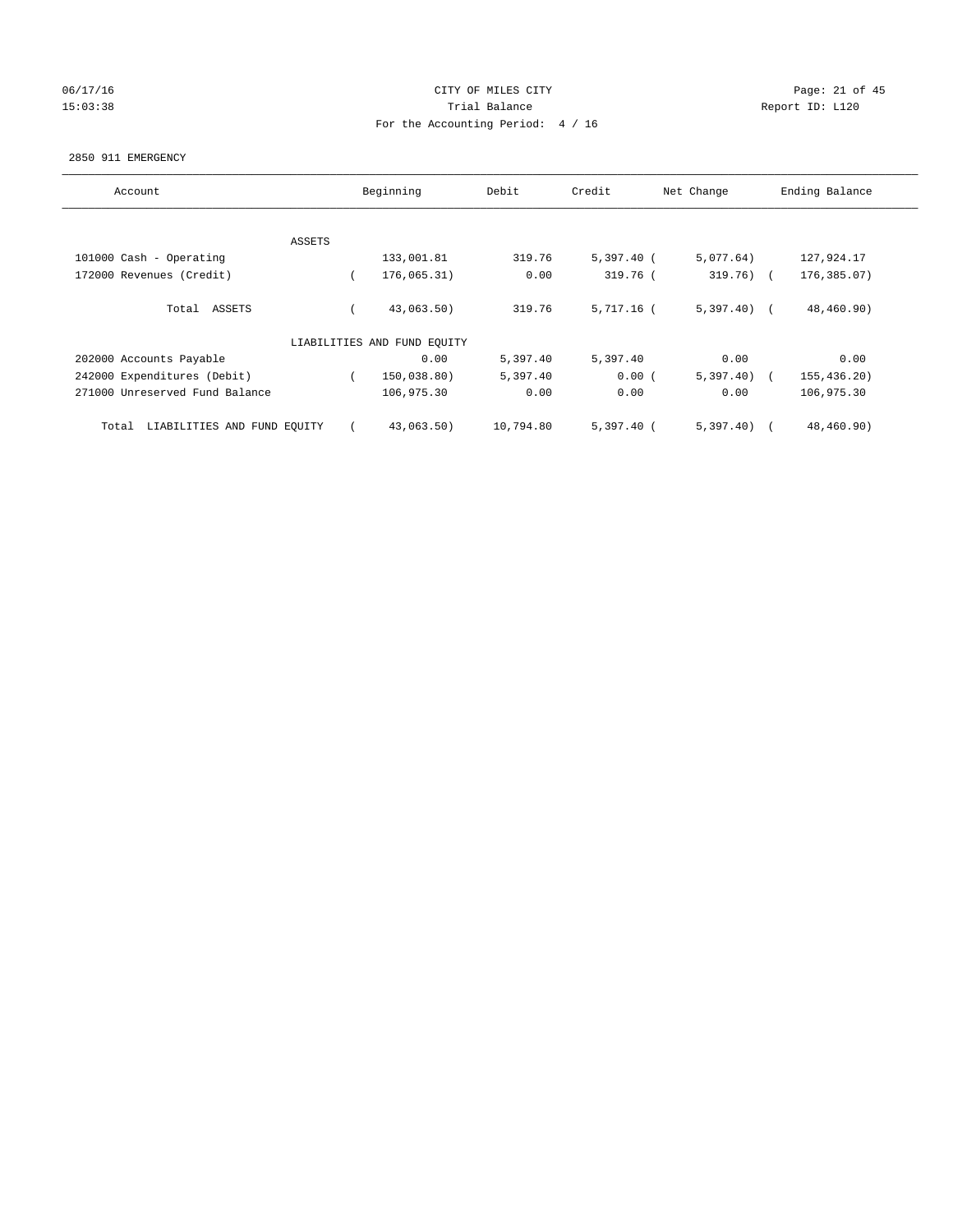CITY OF MILES CITY

Trial Balance

For the Accounting Period: 4 / 16

06/17/16
15:03:38

Report ID: L120

2850 911 EMERGENCY

| Account | Beginning | Debit | Credit | Net Change | Ending Balance |
|---|---|---|---|---|---|
| ASSETS | | | | | |
| 101000 Cash - Operating | 133,001.81 | 319.76 | 5,397.40 | ( 5,077.64) | 127,924.17 |
| 172000 Revenues (Credit) | ( 176,065.31) | 0.00 | 319.76 | ( 319.76) | ( 176,385.07) |
| Total ASSETS | ( 43,063.50) | 319.76 | 5,717.16 | ( 5,397.40) | ( 48,460.90) |
| LIABILITIES AND FUND EQUITY | | | | | |
| 202000 Accounts Payable | 0.00 | 5,397.40 | 5,397.40 | 0.00 | 0.00 |
| 242000 Expenditures (Debit) | ( 150,038.80) | 5,397.40 | 0.00 | ( 5,397.40) | ( 155,436.20) |
| 271000 Unreserved Fund Balance | 106,975.30 | 0.00 | 0.00 | 0.00 | 106,975.30 |
| Total LIABILITIES AND FUND EQUITY | ( 43,063.50) | 10,794.80 | 5,397.40 | ( 5,397.40) | ( 48,460.90) |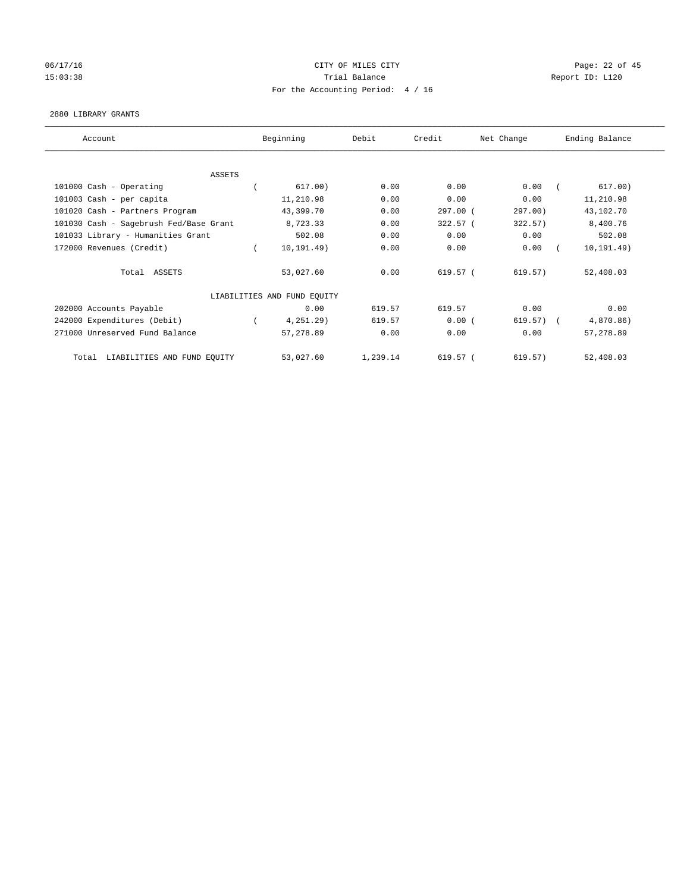CITY OF MILES CITY

Trial Balance

For the Accounting Period: 4 / 16

2880 LIBRARY GRANTS

| Account | Beginning | Debit | Credit | Net Change | Ending Balance |
|---|---|---|---|---|---|
| ASSETS | | | | | |
| 101000 Cash - Operating | (617.00) | 0.00 | 0.00 | 0.00 | (617.00) |
| 101003 Cash - per capita | 11,210.98 | 0.00 | 0.00 | 0.00 | 11,210.98 |
| 101020 Cash - Partners Program | 43,399.70 | 0.00 | 297.00 | (297.00) | 43,102.70 |
| 101030 Cash - Sagebrush Fed/Base Grant | 8,723.33 | 0.00 | 322.57 | (322.57) | 8,400.76 |
| 101033 Library - Humanities Grant | 502.08 | 0.00 | 0.00 | 0.00 | 502.08 |
| 172000 Revenues (Credit) | (10,191.49) | 0.00 | 0.00 | 0.00 | (10,191.49) |
| Total ASSETS | 53,027.60 | 0.00 | 619.57 | (619.57) | 52,408.03 |
| LIABILITIES AND FUND EQUITY | | | | | |
| 202000 Accounts Payable | 0.00 | 619.57 | 619.57 | 0.00 | 0.00 |
| 242000 Expenditures (Debit) | (4,251.29) | 619.57 | 0.00 | (619.57) | (4,870.86) |
| 271000 Unreserved Fund Balance | 57,278.89 | 0.00 | 0.00 | 0.00 | 57,278.89 |
| Total LIABILITIES AND FUND EQUITY | 53,027.60 | 1,239.14 | 619.57 | (619.57) | 52,408.03 |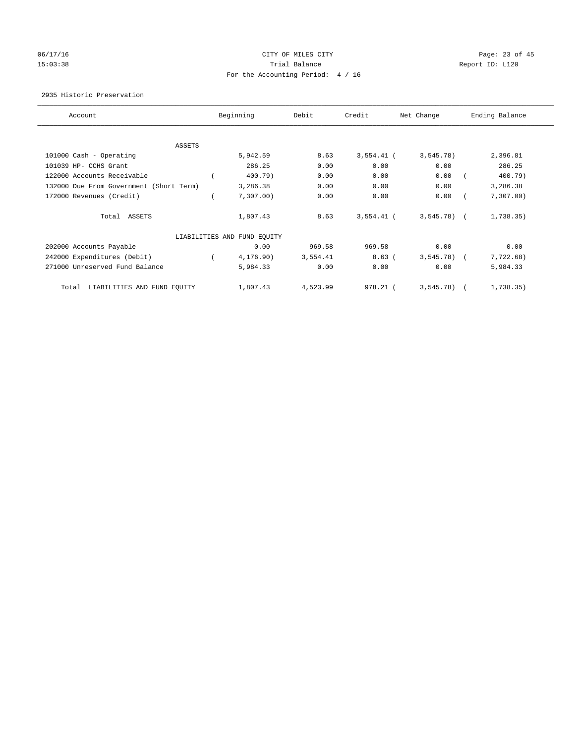CITY OF MILES CITY

Trial Balance

For the Accounting Period: 4 / 16

06/17/16 15:03:38 Report ID: L120

2935 Historic Preservation

| Account | Beginning | Debit | Credit | Net Change | Ending Balance |
|---|---|---|---|---|---|
| ASSETS | | | | | |
| 101000 Cash - Operating | 5,942.59 | 8.63 | 3,554.41 | (3,545.78) | 2,396.81 |
| 101039 HP- CCHS Grant | 286.25 | 0.00 | 0.00 | 0.00 | 286.25 |
| 122000 Accounts Receivable | (400.79) | 0.00 | 0.00 | 0.00 | (400.79) |
| 132000 Due From Government (Short Term) | 3,286.38 | 0.00 | 0.00 | 0.00 | 3,286.38 |
| 172000 Revenues (Credit) | (7,307.00) | 0.00 | 0.00 | 0.00 | (7,307.00) |
| Total ASSETS | 1,807.43 | 8.63 | 3,554.41 | (3,545.78) | (1,738.35) |
| LIABILITIES AND FUND EQUITY | | | | | |
| 202000 Accounts Payable | 0.00 | 969.58 | 969.58 | 0.00 | 0.00 |
| 242000 Expenditures (Debit) | (4,176.90) | 3,554.41 | 8.63 | (3,545.78) | (7,722.68) |
| 271000 Unreserved Fund Balance | 5,984.33 | 0.00 | 0.00 | 0.00 | 5,984.33 |
| Total LIABILITIES AND FUND EQUITY | 1,807.43 | 4,523.99 | 978.21 | (3,545.78) | (1,738.35) |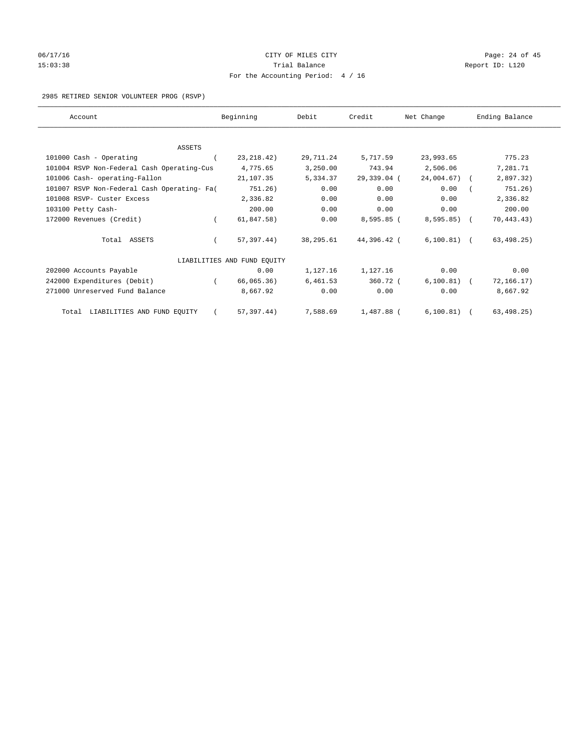CITY OF MILES CITY
Trial Balance
For the Accounting Period: 4 / 16

06/17/16
15:03:38

Report ID: L120

2985 RETIRED SENIOR VOLUNTEER PROG (RSVP)

| Account | Beginning | Debit | Credit | Net Change | Ending Balance |
|---|---|---|---|---|---|
| ASSETS | | | | | |
| 101000 Cash - Operating | ( 23,218.42) | 29,711.24 | 5,717.59 | 23,993.65 | 775.23 |
| 101004 RSVP Non-Federal Cash Operating-Cus | 4,775.65 | 3,250.00 | 743.94 | 2,506.06 | 7,281.71 |
| 101006 Cash- operating-Fallon | 21,107.35 | 5,334.37 | 29,339.04 ( | 24,004.67) ( | 2,897.32) |
| 101007 RSVP Non-Federal Cash Operating- Fa( | 751.26) | 0.00 | 0.00 | 0.00 ( | 751.26) |
| 101008 RSVP- Custer Excess | 2,336.82 | 0.00 | 0.00 | 0.00 | 2,336.82 |
| 103100 Petty Cash- | 200.00 | 0.00 | 0.00 | 0.00 | 200.00 |
| 172000 Revenues (Credit) | ( 61,847.58) | 0.00 | 8,595.85 ( | 8,595.85) ( | 70,443.43) |
| Total ASSETS | ( 57,397.44) | 38,295.61 | 44,396.42 ( | 6,100.81) ( | 63,498.25) |
| LIABILITIES AND FUND EQUITY | | | | | |
| 202000 Accounts Payable | 0.00 | 1,127.16 | 1,127.16 | 0.00 | 0.00 |
| 242000 Expenditures (Debit) | ( 66,065.36) | 6,461.53 | 360.72 ( | 6,100.81) ( | 72,166.17) |
| 271000 Unreserved Fund Balance | 8,667.92 | 0.00 | 0.00 | 0.00 | 8,667.92 |
| Total LIABILITIES AND FUND EQUITY | ( 57,397.44) | 7,588.69 | 1,487.88 ( | 6,100.81) ( | 63,498.25) |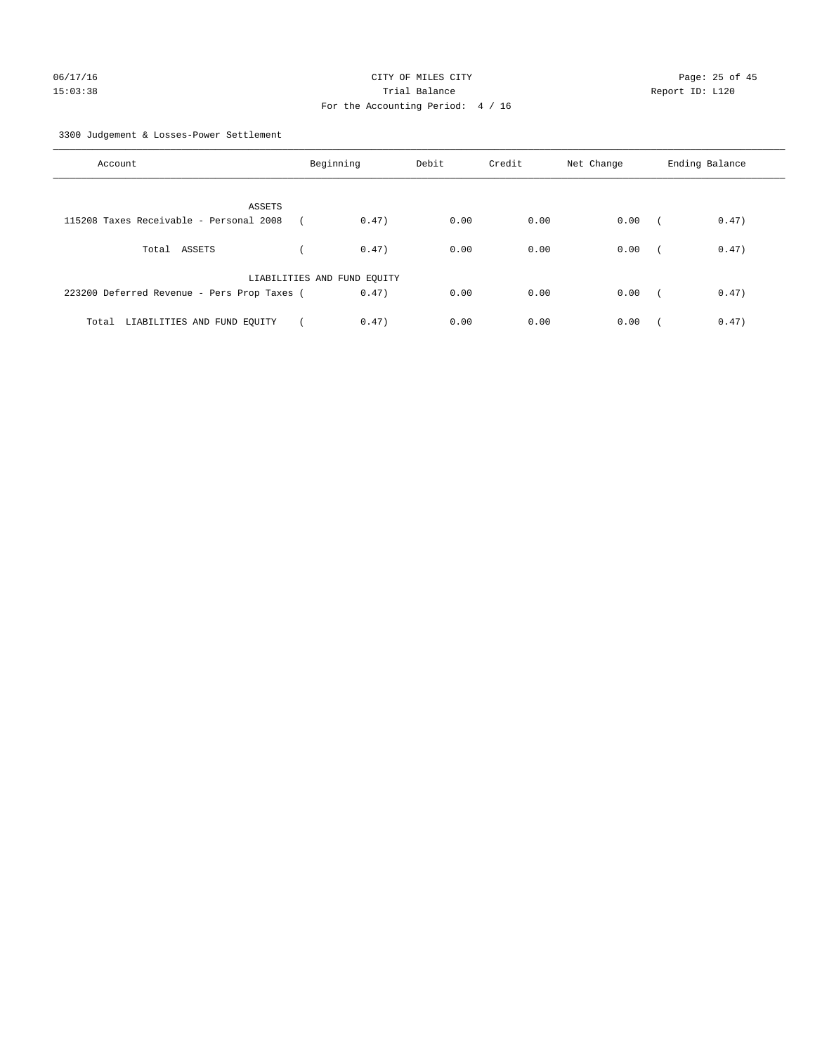CITY OF MILES CITY
Trial Balance
For the Accounting Period: 4 / 16

06/17/16
15:03:38

Report ID: L120

3300 Judgement & Losses-Power Settlement

| Account | Beginning | Debit | Credit | Net Change | Ending Balance |
|---|---|---|---|---|---|
| ASSETS | | | | | |
| 115208 Taxes Receivable - Personal 2008 | ( 0.47) | 0.00 | 0.00 | 0.00 | ( 0.47) |
| Total ASSETS | ( 0.47) | 0.00 | 0.00 | 0.00 | ( 0.47) |
| LIABILITIES AND FUND EQUITY | | | | | |
| 223200 Deferred Revenue - Pers Prop Taxes | ( 0.47) | 0.00 | 0.00 | 0.00 | ( 0.47) |
| Total LIABILITIES AND FUND EQUITY | ( 0.47) | 0.00 | 0.00 | 0.00 | ( 0.47) |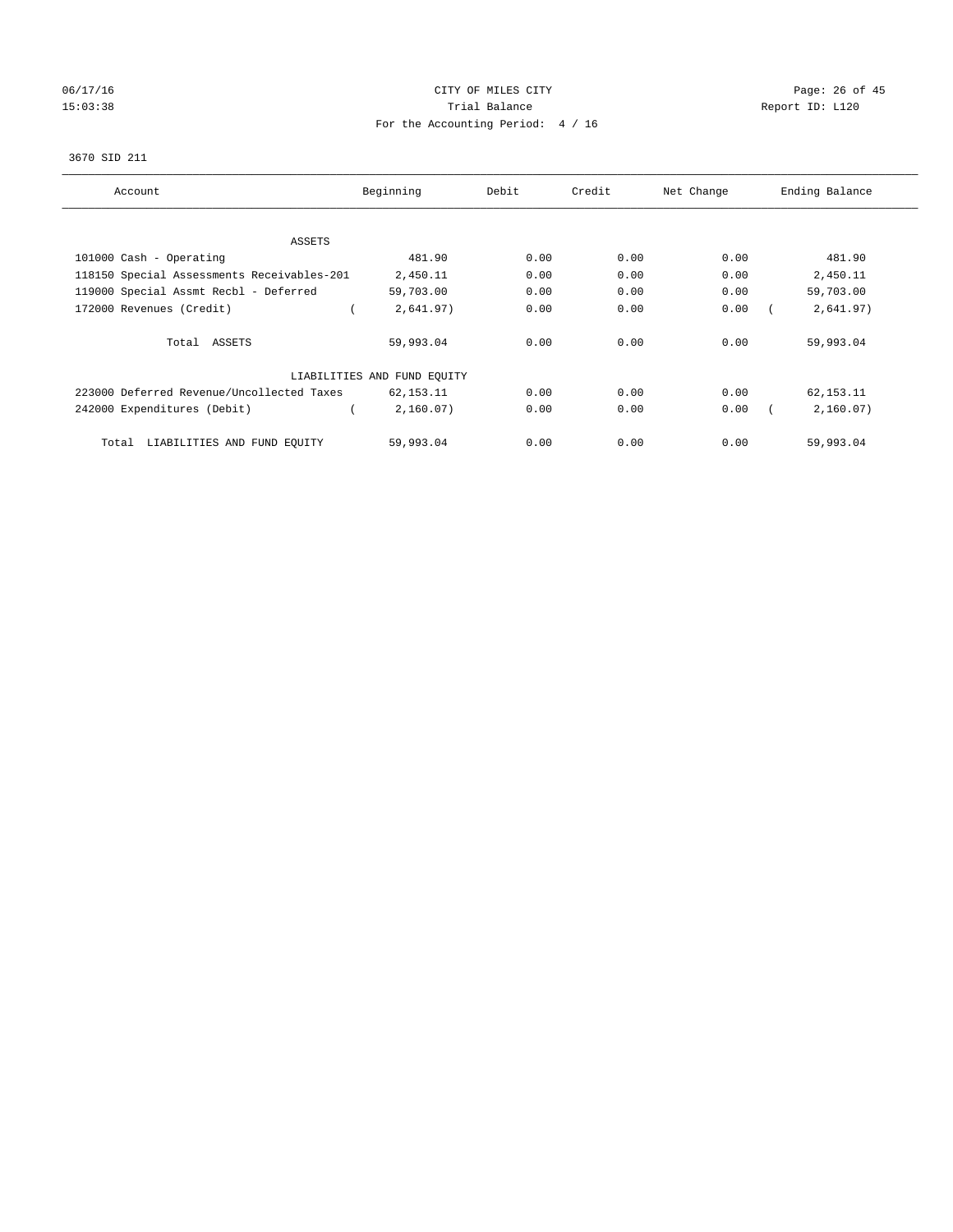CITY OF MILES CITY
Trial Balance
For the Accounting Period: 4 / 16

06/17/16
15:03:38

Report ID: L120

3670 SID 211

| Account | Beginning | Debit | Credit | Net Change | Ending Balance |
|---|---|---|---|---|---|
| ASSETS | | | | | |
| 101000 Cash - Operating | 481.90 | 0.00 | 0.00 | 0.00 | 481.90 |
| 118150 Special Assessments Receivables-201 | 2,450.11 | 0.00 | 0.00 | 0.00 | 2,450.11 |
| 119000 Special Assmt Recbl - Deferred | 59,703.00 | 0.00 | 0.00 | 0.00 | 59,703.00 |
| 172000 Revenues (Credit) | ( 2,641.97) | 0.00 | 0.00 | 0.00 | ( 2,641.97) |
| Total ASSETS | 59,993.04 | 0.00 | 0.00 | 0.00 | 59,993.04 |
| LIABILITIES AND FUND EQUITY | | | | | |
| 223000 Deferred Revenue/Uncollected Taxes | 62,153.11 | 0.00 | 0.00 | 0.00 | 62,153.11 |
| 242000 Expenditures (Debit) | ( 2,160.07) | 0.00 | 0.00 | 0.00 | ( 2,160.07) |
| Total LIABILITIES AND FUND EQUITY | 59,993.04 | 0.00 | 0.00 | 0.00 | 59,993.04 |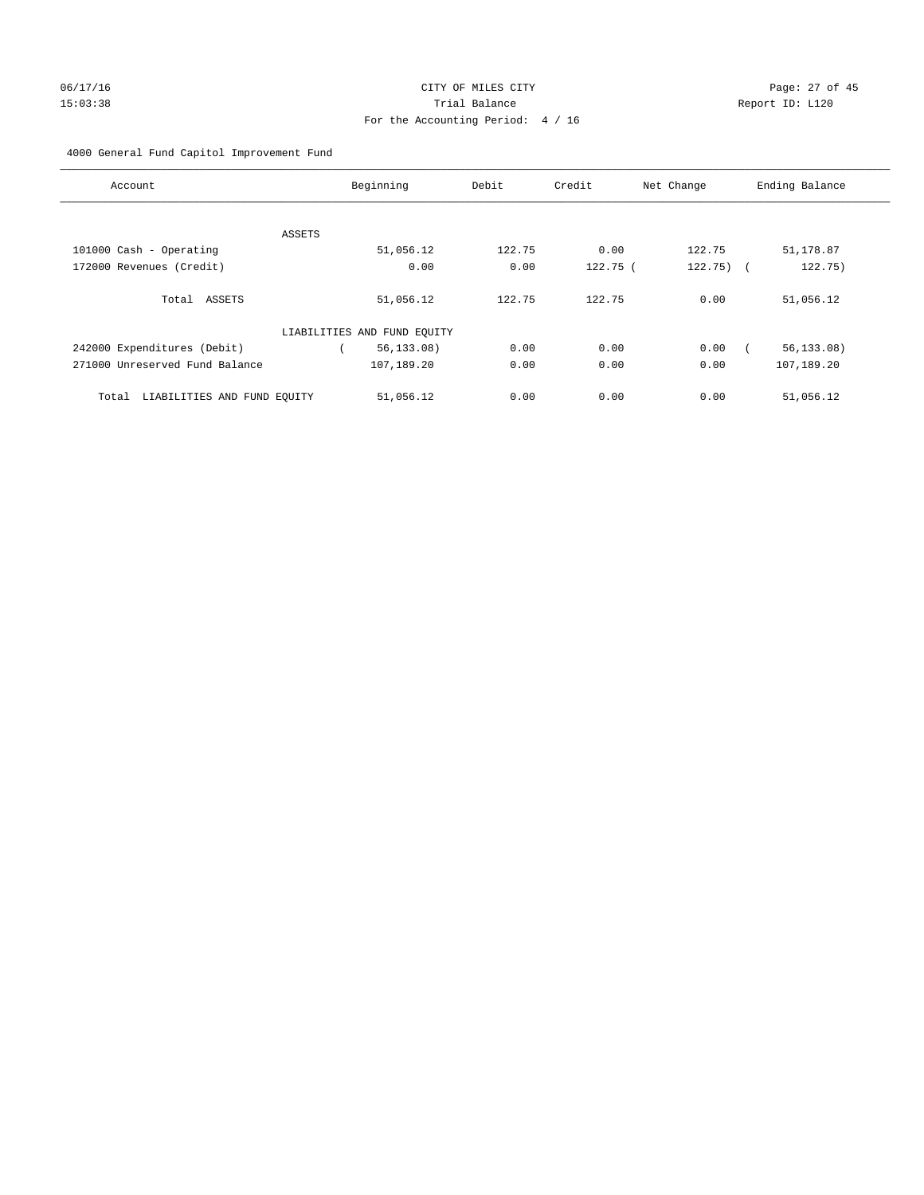CITY OF MILES CITY
Trial Balance
For the Accounting Period: 4 / 16

06/17/16
15:03:38

Report ID: L120

4000 General Fund Capitol Improvement Fund

| Account | Beginning | Debit | Credit | Net Change | Ending Balance |
|---|---|---|---|---|---|
| ASSETS | | | | | |
| 101000 Cash - Operating | 51,056.12 | 122.75 | 0.00 | 122.75 | 51,178.87 |
| 172000 Revenues (Credit) | 0.00 | 0.00 | 122.75 | (122.75) | (122.75) |
| Total ASSETS | 51,056.12 | 122.75 | 122.75 | 0.00 | 51,056.12 |
| LIABILITIES AND FUND EQUITY | | | | | |
| 242000 Expenditures (Debit) | (56,133.08) | 0.00 | 0.00 | 0.00 | (56,133.08) |
| 271000 Unreserved Fund Balance | 107,189.20 | 0.00 | 0.00 | 0.00 | 107,189.20 |
| Total LIABILITIES AND FUND EQUITY | 51,056.12 | 0.00 | 0.00 | 0.00 | 51,056.12 |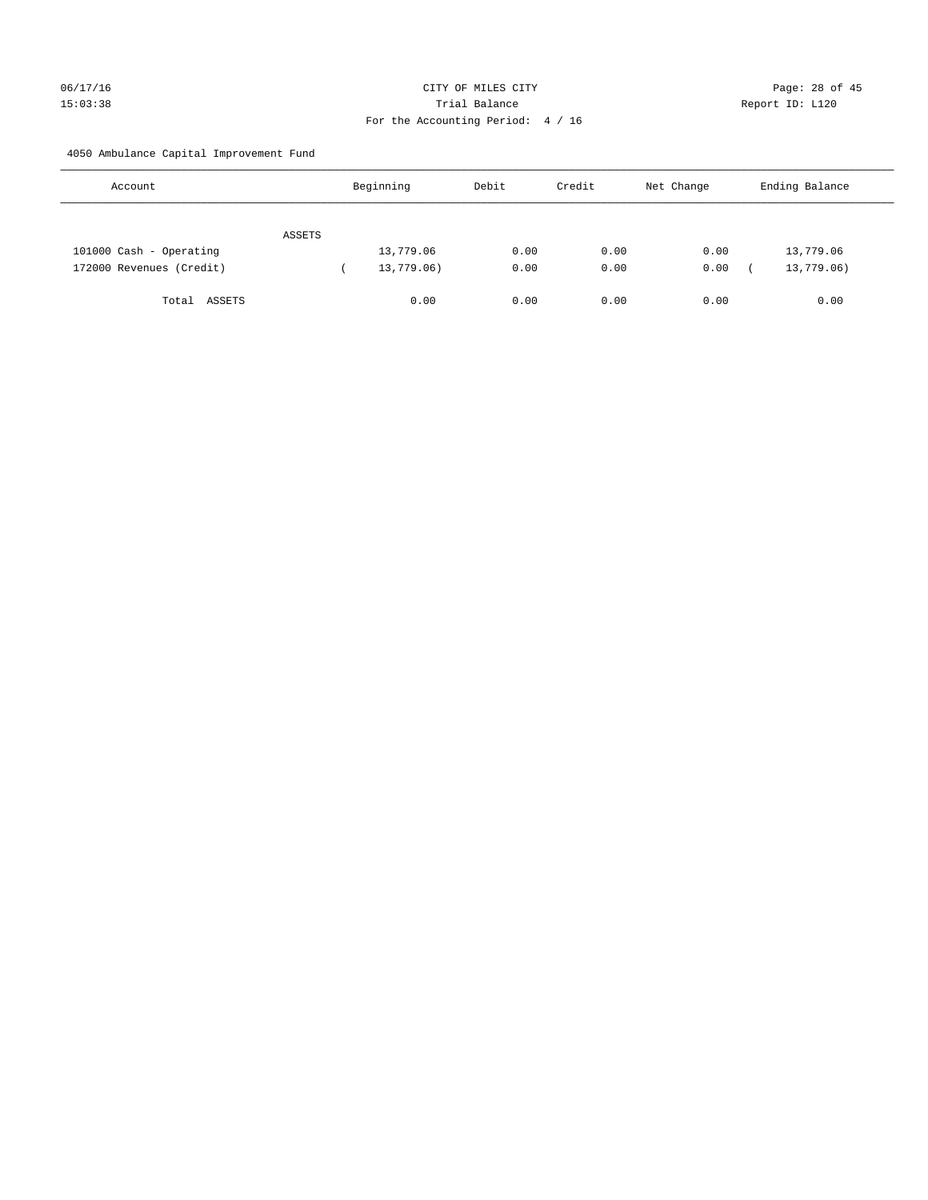CITY OF MILES CITY

Trial Balance

For the Accounting Period: 4 / 16

06/17/16
15:03:38

Report ID: L120

4050 Ambulance Capital Improvement Fund

| Account | Beginning | Debit | Credit | Net Change | Ending Balance |
|---|---|---|---|---|---|
| ASSETS | | | | | |
| 101000 Cash - Operating | 13,779.06 | 0.00 | 0.00 | 0.00 | 13,779.06 |
| 172000 Revenues (Credit) | ( 13,779.06) | 0.00 | 0.00 | 0.00 | ( 13,779.06) |
| Total ASSETS | 0.00 | 0.00 | 0.00 | 0.00 | 0.00 |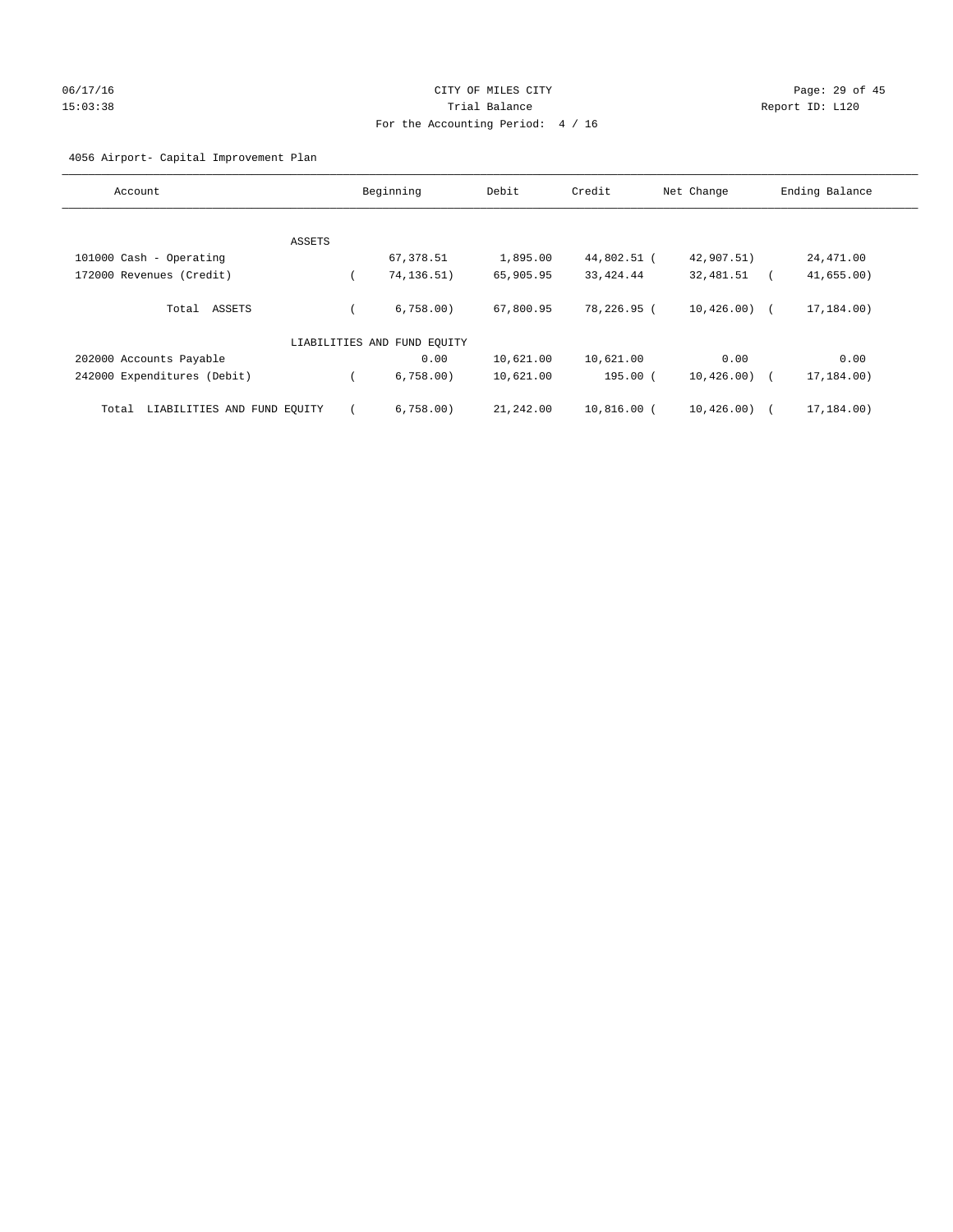CITY OF MILES CITY

Trial Balance

For the Accounting Period: 4 / 16

06/17/16
15:03:38

Report ID: L120

4056 Airport- Capital Improvement Plan

| Account | Beginning | Debit | Credit | Net Change | Ending Balance |
|---|---|---|---|---|---|
| ASSETS | | | | | |
| 101000 Cash - Operating | 67,378.51 | 1,895.00 | 44,802.51 | ( 42,907.51) | 24,471.00 |
| 172000 Revenues (Credit) | ( 74,136.51) | 65,905.95 | 33,424.44 | 32,481.51 | ( 41,655.00) |
| Total ASSETS | ( 6,758.00) | 67,800.95 | 78,226.95 | ( 10,426.00) | ( 17,184.00) |
| LIABILITIES AND FUND EQUITY | | | | | |
| 202000 Accounts Payable | 0.00 | 10,621.00 | 10,621.00 | 0.00 | 0.00 |
| 242000 Expenditures (Debit) | ( 6,758.00) | 10,621.00 | 195.00 | ( 10,426.00) | ( 17,184.00) |
| Total LIABILITIES AND FUND EQUITY | ( 6,758.00) | 21,242.00 | 10,816.00 | ( 10,426.00) | ( 17,184.00) |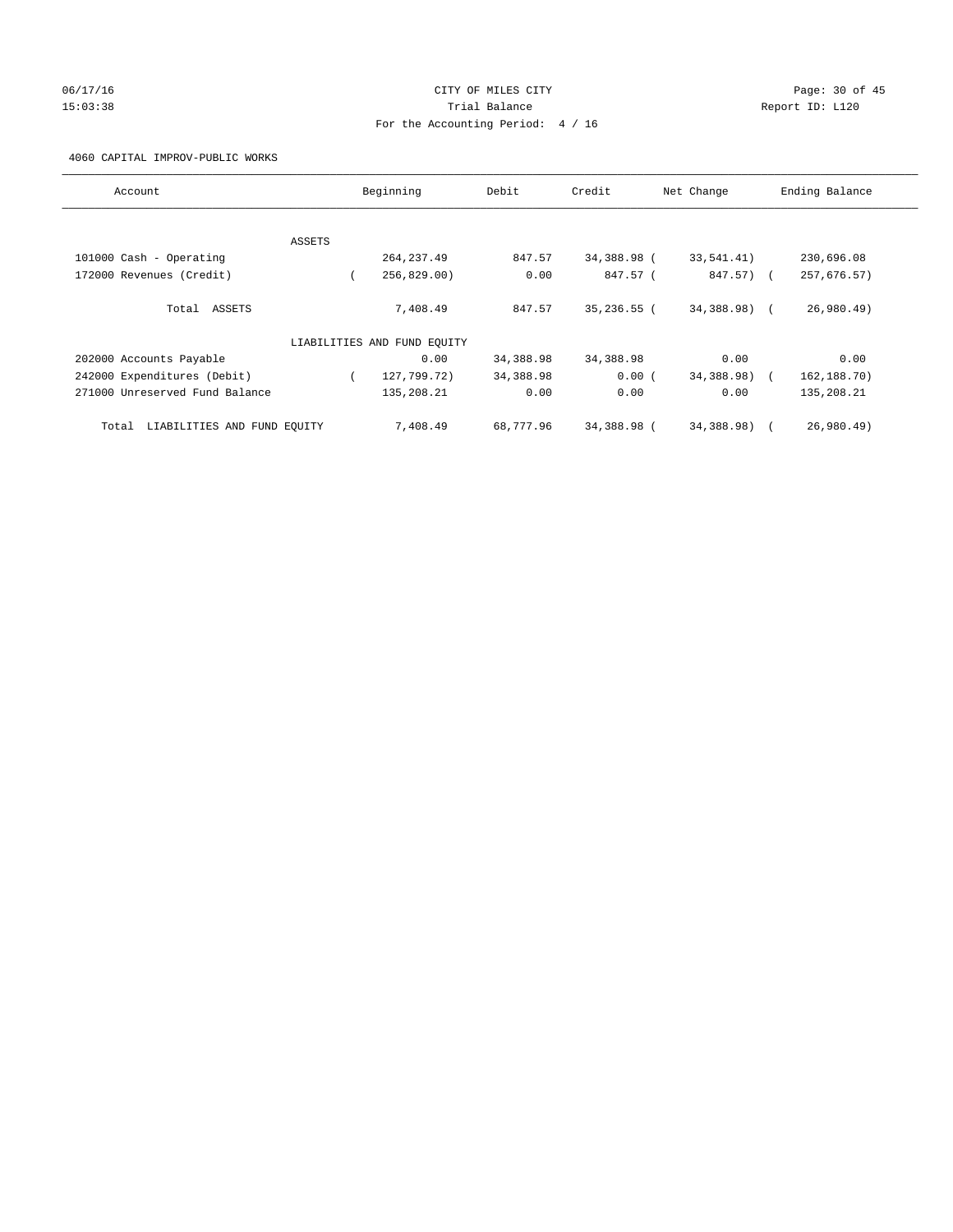CITY OF MILES CITY
Trial Balance
For the Accounting Period: 4 / 16

06/17/16
15:03:38

Report ID: L120

4060 CAPITAL IMPROV-PUBLIC WORKS

| Account | Beginning | Debit | Credit | Net Change | Ending Balance |
|---|---|---|---|---|---|
| ASSETS | | | | | |
| 101000 Cash - Operating | 264,237.49 | 847.57 | 34,388.98 | ( 33,541.41) | 230,696.08 |
| 172000 Revenues (Credit) | ( 256,829.00) | 0.00 | 847.57 | ( 847.57) | ( 257,676.57) |
| Total ASSETS | 7,408.49 | 847.57 | 35,236.55 | ( 34,388.98) | ( 26,980.49) |
| LIABILITIES AND FUND EQUITY | | | | | |
| 202000 Accounts Payable | 0.00 | 34,388.98 | 34,388.98 | 0.00 | 0.00 |
| 242000 Expenditures (Debit) | ( 127,799.72) | 34,388.98 | 0.00 | ( 34,388.98) | ( 162,188.70) |
| 271000 Unreserved Fund Balance | 135,208.21 | 0.00 | 0.00 | 0.00 | 135,208.21 |
| Total LIABILITIES AND FUND EQUITY | 7,408.49 | 68,777.96 | 34,388.98 | ( 34,388.98) | ( 26,980.49) |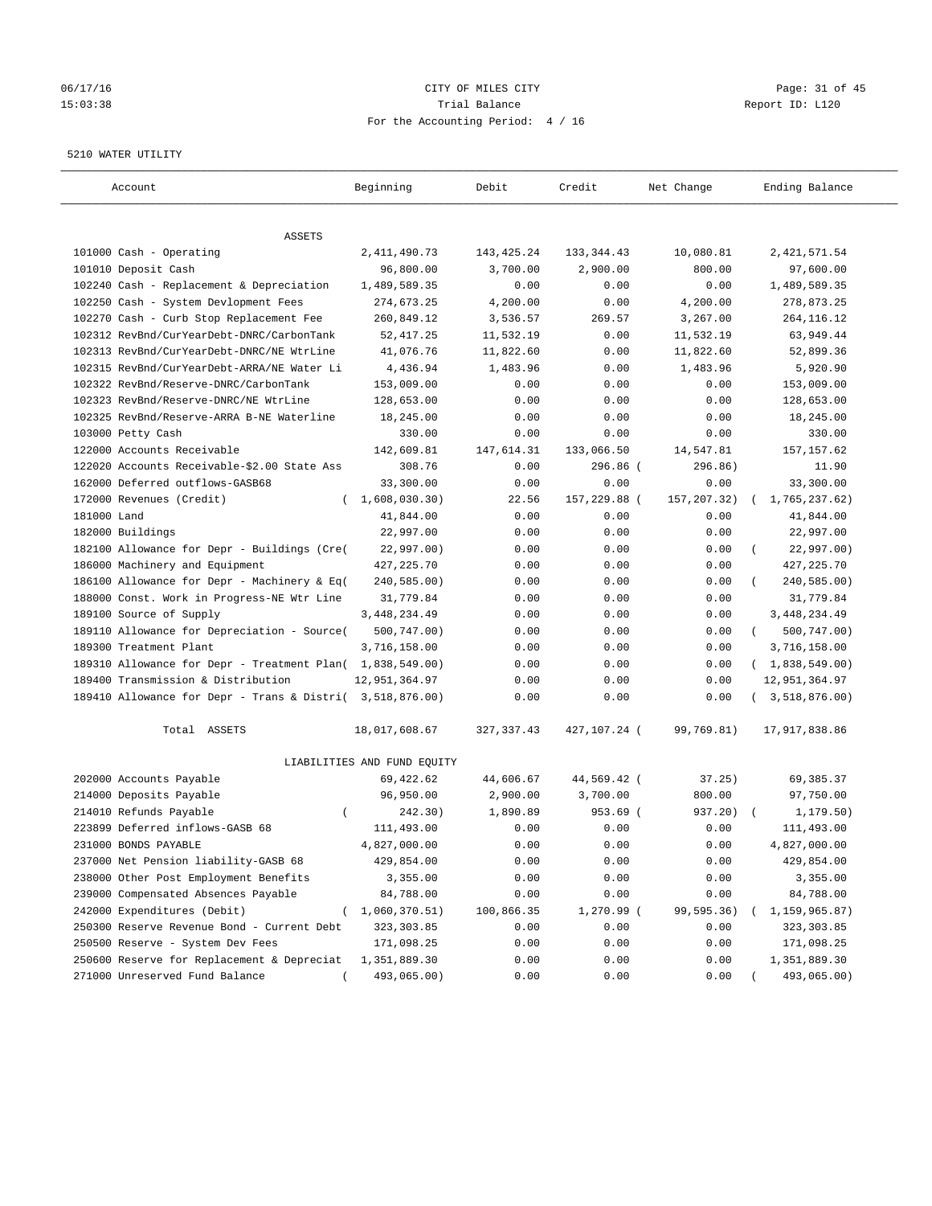CITY OF MILES CITY
Trial Balance
For the Accounting Period: 4 / 16

06/17/16
15:03:38

Report ID: L120

5210 WATER UTILITY

| Account | Beginning | Debit | Credit | Net Change | Ending Balance |
|---|---|---|---|---|---|
| **ASSETS** | | | | | |
| 101000 Cash - Operating | 2,411,490.73 | 143,425.24 | 133,344.43 | 10,080.81 | 2,421,571.54 |
| 101010 Deposit Cash | 96,800.00 | 3,700.00 | 2,900.00 | 800.00 | 97,600.00 |
| 102240 Cash - Replacement & Depreciation | 1,489,589.35 | 0.00 | 0.00 | 0.00 | 1,489,589.35 |
| 102250 Cash - System Devlopment Fees | 274,673.25 | 4,200.00 | 0.00 | 4,200.00 | 278,873.25 |
| 102270 Cash - Curb Stop Replacement Fee | 260,849.12 | 3,536.57 | 269.57 | 3,267.00 | 264,116.12 |
| 102312 RevBnd/CurYearDebt-DNRC/CarbonTank | 52,417.25 | 11,532.19 | 0.00 | 11,532.19 | 63,949.44 |
| 102313 RevBnd/CurYearDebt-DNRC/NE WtrLine | 41,076.76 | 11,822.60 | 0.00 | 11,822.60 | 52,899.36 |
| 102315 RevBnd/CurYearDebt-ARRA/NE Water Li | 4,436.94 | 1,483.96 | 0.00 | 1,483.96 | 5,920.90 |
| 102322 RevBnd/Reserve-DNRC/CarbonTank | 153,009.00 | 0.00 | 0.00 | 0.00 | 153,009.00 |
| 102323 RevBnd/Reserve-DNRC/NE WtrLine | 128,653.00 | 0.00 | 0.00 | 0.00 | 128,653.00 |
| 102325 RevBnd/Reserve-ARRA B-NE Waterline | 18,245.00 | 0.00 | 0.00 | 0.00 | 18,245.00 |
| 103000 Petty Cash | 330.00 | 0.00 | 0.00 | 0.00 | 330.00 |
| 122000 Accounts Receivable | 142,609.81 | 147,614.31 | 133,066.50 | 14,547.81 | 157,157.62 |
| 122020 Accounts Receivable-$2.00 State Ass | 308.76 | 0.00 | 296.86 | ( 296.86) | 11.90 |
| 162000 Deferred outflows-GASB68 | 33,300.00 | 0.00 | 0.00 | 0.00 | 33,300.00 |
| 172000 Revenues (Credit) | ( 1,608,030.30) | 22.56 | 157,229.88 | ( 157,207.32) | ( 1,765,237.62) |
| 181000 Land | 41,844.00 | 0.00 | 0.00 | 0.00 | 41,844.00 |
| 182000 Buildings | 22,997.00 | 0.00 | 0.00 | 0.00 | 22,997.00 |
| 182100 Allowance for Depr - Buildings (Cre( | 22,997.00) | 0.00 | 0.00 | 0.00 | ( 22,997.00) |
| 186000 Machinery and Equipment | 427,225.70 | 0.00 | 0.00 | 0.00 | 427,225.70 |
| 186100 Allowance for Depr - Machinery & Eq( | 240,585.00) | 0.00 | 0.00 | 0.00 | ( 240,585.00) |
| 188000 Const. Work in Progress-NE Wtr Line | 31,779.84 | 0.00 | 0.00 | 0.00 | 31,779.84 |
| 189100 Source of Supply | 3,448,234.49 | 0.00 | 0.00 | 0.00 | 3,448,234.49 |
| 189110 Allowance for Depreciation - Source( | 500,747.00) | 0.00 | 0.00 | 0.00 | ( 500,747.00) |
| 189300 Treatment Plant | 3,716,158.00 | 0.00 | 0.00 | 0.00 | 3,716,158.00 |
| 189310 Allowance for Depr - Treatment Plan( | 1,838,549.00) | 0.00 | 0.00 | 0.00 | ( 1,838,549.00) |
| 189400 Transmission & Distribution | 12,951,364.97 | 0.00 | 0.00 | 0.00 | 12,951,364.97 |
| 189410 Allowance for Depr - Trans & Distri( | 3,518,876.00) | 0.00 | 0.00 | 0.00 | ( 3,518,876.00) |
| Total ASSETS | 18,017,608.67 | 327,337.43 | 427,107.24 | ( 99,769.81) | 17,917,838.86 |
| **LIABILITIES AND FUND EQUITY** | | | | | |
| 202000 Accounts Payable | 69,422.62 | 44,606.67 | 44,569.42 | ( 37.25) | 69,385.37 |
| 214000 Deposits Payable | 96,950.00 | 2,900.00 | 3,700.00 | 800.00 | 97,750.00 |
| 214010 Refunds Payable | ( 242.30) | 1,890.89 | 953.69 | ( 937.20) | ( 1,179.50) |
| 223899 Deferred inflows-GASB 68 | 111,493.00 | 0.00 | 0.00 | 0.00 | 111,493.00 |
| 231000 BONDS PAYABLE | 4,827,000.00 | 0.00 | 0.00 | 0.00 | 4,827,000.00 |
| 237000 Net Pension liability-GASB 68 | 429,854.00 | 0.00 | 0.00 | 0.00 | 429,854.00 |
| 238000 Other Post Employment Benefits | 3,355.00 | 0.00 | 0.00 | 0.00 | 3,355.00 |
| 239000 Compensated Absences Payable | 84,788.00 | 0.00 | 0.00 | 0.00 | 84,788.00 |
| 242000 Expenditures (Debit) | ( 1,060,370.51) | 100,866.35 | 1,270.99 | ( 99,595.36) | ( 1,159,965.87) |
| 250300 Reserve Revenue Bond - Current Debt | 323,303.85 | 0.00 | 0.00 | 0.00 | 323,303.85 |
| 250500 Reserve - System Dev Fees | 171,098.25 | 0.00 | 0.00 | 0.00 | 171,098.25 |
| 250600 Reserve for Replacement & Depreciat | 1,351,889.30 | 0.00 | 0.00 | 0.00 | 1,351,889.30 |
| 271000 Unreserved Fund Balance | ( 493,065.00) | 0.00 | 0.00 | 0.00 | ( 493,065.00) |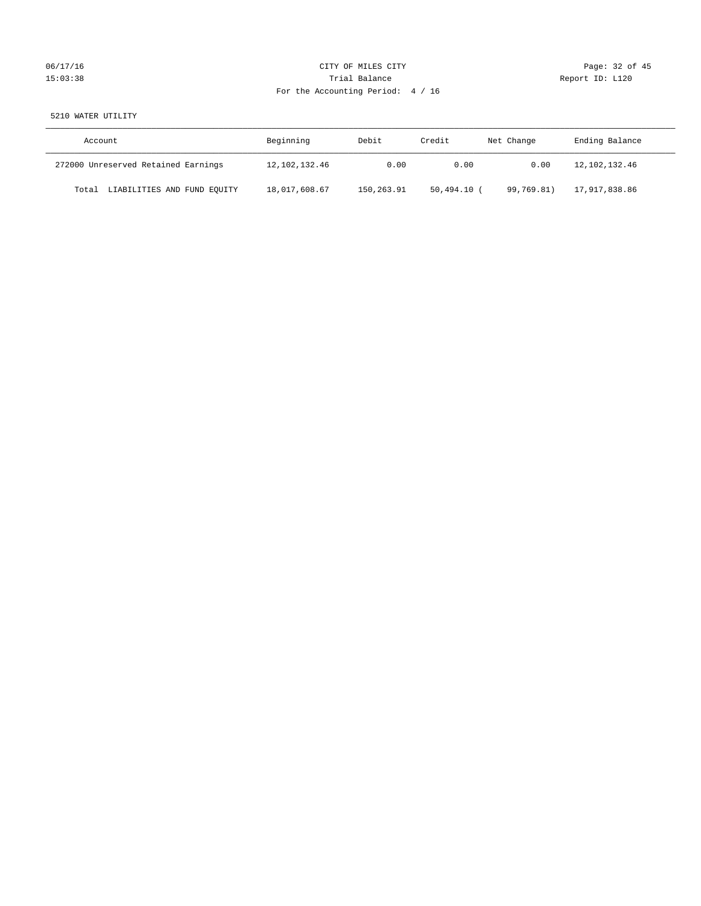CITY OF MILES CITY

Trial Balance

For the Accounting Period: 4 / 16

5210 WATER UTILITY

| Account | Beginning | Debit | Credit | Net Change | Ending Balance |
|---|---|---|---|---|---|
| 272000 Unreserved Retained Earnings | 12,102,132.46 | 0.00 | 0.00 | 0.00 | 12,102,132.46 |
| Total LIABILITIES AND FUND EQUITY | 18,017,608.67 | 150,263.91 | 50,494.10 | ( 99,769.81) | 17,917,838.86 |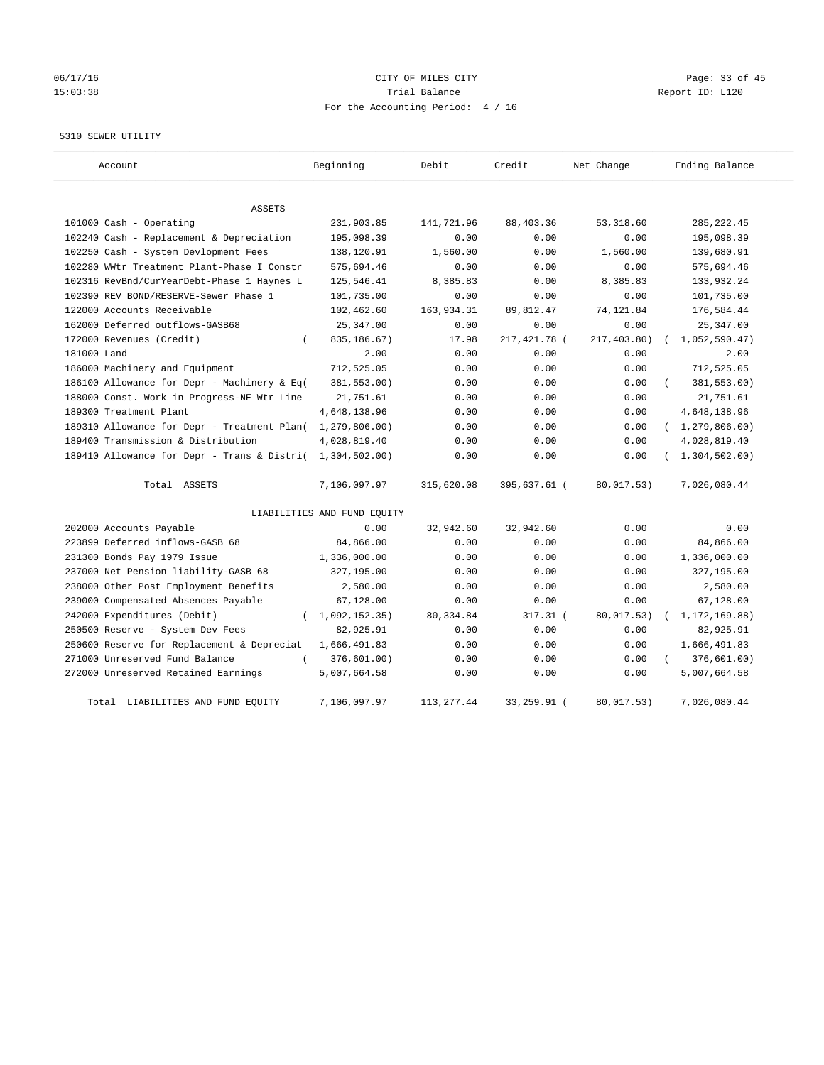CITY OF MILES CITY

Trial Balance

For the Accounting Period: 4 / 16

06/17/16 15:03:38 — Report ID: L120

5310 SEWER UTILITY

| Account | Beginning | Debit | Credit | Net Change | Ending Balance |
|---|---|---|---|---|---|
| ASSETS | | | | | |
| 101000 Cash - Operating | 231,903.85 | 141,721.96 | 88,403.36 | 53,318.60 | 285,222.45 |
| 102240 Cash - Replacement & Depreciation | 195,098.39 | 0.00 | 0.00 | 0.00 | 195,098.39 |
| 102250 Cash - System Devlopment Fees | 138,120.91 | 1,560.00 | 0.00 | 1,560.00 | 139,680.91 |
| 102280 WWtr Treatment Plant-Phase I Constr | 575,694.46 | 0.00 | 0.00 | 0.00 | 575,694.46 |
| 102316 RevBnd/CurYearDebt-Phase 1 Haynes L | 125,546.41 | 8,385.83 | 0.00 | 8,385.83 | 133,932.24 |
| 102390 REV BOND/RESERVE-Sewer Phase 1 | 101,735.00 | 0.00 | 0.00 | 0.00 | 101,735.00 |
| 122000 Accounts Receivable | 102,462.60 | 163,934.31 | 89,812.47 | 74,121.84 | 176,584.44 |
| 162000 Deferred outflows-GASB68 | 25,347.00 | 0.00 | 0.00 | 0.00 | 25,347.00 |
| 172000 Revenues (Credit) | ( 835,186.67) | 17.98 | 217,421.78 | ( 217,403.80) | ( 1,052,590.47) |
| 181000 Land | 2.00 | 0.00 | 0.00 | 0.00 | 2.00 |
| 186000 Machinery and Equipment | 712,525.05 | 0.00 | 0.00 | 0.00 | 712,525.05 |
| 186100 Allowance for Depr - Machinery & Eq | ( 381,553.00) | 0.00 | 0.00 | 0.00 | ( 381,553.00) |
| 188000 Const. Work in Progress-NE Wtr Line | 21,751.61 | 0.00 | 0.00 | 0.00 | 21,751.61 |
| 189300 Treatment Plant | 4,648,138.96 | 0.00 | 0.00 | 0.00 | 4,648,138.96 |
| 189310 Allowance for Depr - Treatment Plan | ( 1,279,806.00) | 0.00 | 0.00 | 0.00 | ( 1,279,806.00) |
| 189400 Transmission & Distribution | 4,028,819.40 | 0.00 | 0.00 | 0.00 | 4,028,819.40 |
| 189410 Allowance for Depr - Trans & Distri | ( 1,304,502.00) | 0.00 | 0.00 | 0.00 | ( 1,304,502.00) |
| Total ASSETS | 7,106,097.97 | 315,620.08 | 395,637.61 | ( 80,017.53) | 7,026,080.44 |
| LIABILITIES AND FUND EQUITY | | | | | |
| 202000 Accounts Payable | 0.00 | 32,942.60 | 32,942.60 | 0.00 | 0.00 |
| 223899 Deferred inflows-GASB 68 | 84,866.00 | 0.00 | 0.00 | 0.00 | 84,866.00 |
| 231300 Bonds Pay 1979 Issue | 1,336,000.00 | 0.00 | 0.00 | 0.00 | 1,336,000.00 |
| 237000 Net Pension liability-GASB 68 | 327,195.00 | 0.00 | 0.00 | 0.00 | 327,195.00 |
| 238000 Other Post Employment Benefits | 2,580.00 | 0.00 | 0.00 | 0.00 | 2,580.00 |
| 239000 Compensated Absences Payable | 67,128.00 | 0.00 | 0.00 | 0.00 | 67,128.00 |
| 242000 Expenditures (Debit) | ( 1,092,152.35) | 80,334.84 | 317.31 | ( 80,017.53) | ( 1,172,169.88) |
| 250500 Reserve - System Dev Fees | 82,925.91 | 0.00 | 0.00 | 0.00 | 82,925.91 |
| 250600 Reserve for Replacement & Depreciat | 1,666,491.83 | 0.00 | 0.00 | 0.00 | 1,666,491.83 |
| 271000 Unreserved Fund Balance | ( 376,601.00) | 0.00 | 0.00 | 0.00 | ( 376,601.00) |
| 272000 Unreserved Retained Earnings | 5,007,664.58 | 0.00 | 0.00 | 0.00 | 5,007,664.58 |
| Total LIABILITIES AND FUND EQUITY | 7,106,097.97 | 113,277.44 | 33,259.91 | ( 80,017.53) | 7,026,080.44 |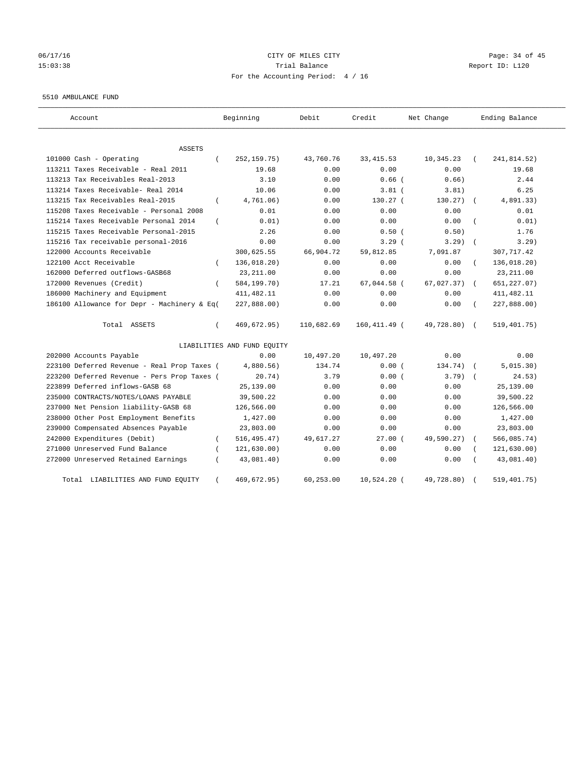CITY OF MILES CITY
Trial Balance
For the Accounting Period: 4 / 16

06/17/16 15:03:38 — Report ID: L120

5510 AMBULANCE FUND

| Account | Beginning | Debit | Credit | Net Change | Ending Balance |
|---|---|---|---|---|---|
| ASSETS | | | | | |
| 101000 Cash - Operating | ( 252,159.75) | 43,760.76 | 33,415.53 | 10,345.23 | ( 241,814.52) |
| 113211 Taxes Receivable - Real 2011 | 19.68 | 0.00 | 0.00 | 0.00 | 19.68 |
| 113213 Tax Receivables Real-2013 | 3.10 | 0.00 | 0.66 | ( 0.66) | 2.44 |
| 113214 Taxes Receivable- Real 2014 | 10.06 | 0.00 | 3.81 | ( 3.81) | 6.25 |
| 113215 Tax Receivables Real-2015 | ( 4,761.06) | 0.00 | 130.27 | ( 130.27) | ( 4,891.33) |
| 115208 Taxes Receivable - Personal 2008 | 0.01 | 0.00 | 0.00 | 0.00 | 0.01 |
| 115214 Taxes Receivable Personal 2014 | ( 0.01) | 0.00 | 0.00 | 0.00 | ( 0.01) |
| 115215 Taxes Receivable Personal-2015 | 2.26 | 0.00 | 0.50 | ( 0.50) | 1.76 |
| 115216 Tax receivable personal-2016 | 0.00 | 0.00 | 3.29 | ( 3.29) | ( 3.29) |
| 122000 Accounts Receivable | 300,625.55 | 66,904.72 | 59,812.85 | 7,091.87 | 307,717.42 |
| 122100 Acct Receivable | ( 136,018.20) | 0.00 | 0.00 | 0.00 | ( 136,018.20) |
| 162000 Deferred outflows-GASB68 | 23,211.00 | 0.00 | 0.00 | 0.00 | 23,211.00 |
| 172000 Revenues (Credit) | ( 584,199.70) | 17.21 | 67,044.58 | ( 67,027.37) | ( 651,227.07) |
| 186000 Machinery and Equipment | 411,482.11 | 0.00 | 0.00 | 0.00 | 411,482.11 |
| 186100 Allowance for Depr - Machinery & Eq | ( 227,888.00) | 0.00 | 0.00 | 0.00 | ( 227,888.00) |
| Total ASSETS | ( 469,672.95) | 110,682.69 | 160,411.49 | ( 49,728.80) | ( 519,401.75) |
| LIABILITIES AND FUND EQUITY | | | | | |
| 202000 Accounts Payable | 0.00 | 10,497.20 | 10,497.20 | 0.00 | 0.00 |
| 223100 Deferred Revenue - Real Prop Taxes | ( 4,880.56) | 134.74 | 0.00 | ( 134.74) | ( 5,015.30) |
| 223200 Deferred Revenue - Pers Prop Taxes | ( 20.74) | 3.79 | 0.00 | ( 3.79) | ( 24.53) |
| 223899 Deferred inflows-GASB 68 | 25,139.00 | 0.00 | 0.00 | 0.00 | 25,139.00 |
| 235000 CONTRACTS/NOTES/LOANS PAYABLE | 39,500.22 | 0.00 | 0.00 | 0.00 | 39,500.22 |
| 237000 Net Pension liability-GASB 68 | 126,566.00 | 0.00 | 0.00 | 0.00 | 126,566.00 |
| 238000 Other Post Employment Benefits | 1,427.00 | 0.00 | 0.00 | 0.00 | 1,427.00 |
| 239000 Compensated Absences Payable | 23,803.00 | 0.00 | 0.00 | 0.00 | 23,803.00 |
| 242000 Expenditures (Debit) | ( 516,495.47) | 49,617.27 | 27.00 | ( 49,590.27) | ( 566,085.74) |
| 271000 Unreserved Fund Balance | ( 121,630.00) | 0.00 | 0.00 | 0.00 | ( 121,630.00) |
| 272000 Unreserved Retained Earnings | ( 43,081.40) | 0.00 | 0.00 | 0.00 | ( 43,081.40) |
| Total LIABILITIES AND FUND EQUITY | ( 469,672.95) | 60,253.00 | 10,524.20 | ( 49,728.80) | ( 519,401.75) |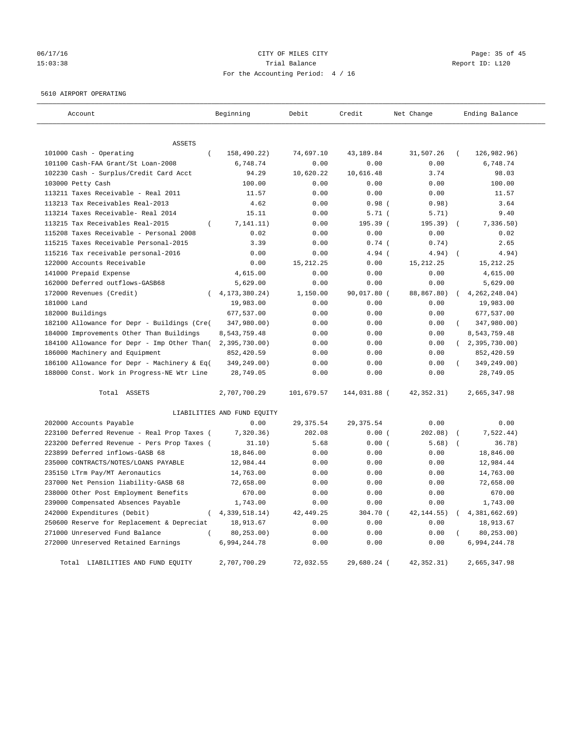CITY OF MILES CITY
Trial Balance
For the Accounting Period: 4 / 16

06/17/16
15:03:38

Report ID: L120

5610 AIRPORT OPERATING

| Account | Beginning | Debit | Credit | Net Change | Ending Balance |
|---|---|---|---|---|---|
| **ASSETS** | | | | | |
| 101000 Cash - Operating | ( 158,490.22) | 74,697.10 | 43,189.84 | 31,507.26 | ( 126,982.96) |
| 101100 Cash-FAA Grant/St Loan-2008 | 6,748.74 | 0.00 | 0.00 | 0.00 | 6,748.74 |
| 102230 Cash - Surplus/Credit Card Acct | 94.29 | 10,620.22 | 10,616.48 | 3.74 | 98.03 |
| 103000 Petty Cash | 100.00 | 0.00 | 0.00 | 0.00 | 100.00 |
| 113211 Taxes Receivable - Real 2011 | 11.57 | 0.00 | 0.00 | 0.00 | 11.57 |
| 113213 Tax Receivables Real-2013 | 4.62 | 0.00 | 0.98 | ( 0.98) | 3.64 |
| 113214 Taxes Receivable- Real 2014 | 15.11 | 0.00 | 5.71 | ( 5.71) | 9.40 |
| 113215 Tax Receivables Real-2015 | ( 7,141.11) | 0.00 | 195.39 | ( 195.39) | ( 7,336.50) |
| 115208 Taxes Receivable - Personal 2008 | 0.02 | 0.00 | 0.00 | 0.00 | 0.02 |
| 115215 Taxes Receivable Personal-2015 | 3.39 | 0.00 | 0.74 | ( 0.74) | 2.65 |
| 115216 Tax receivable personal-2016 | 0.00 | 0.00 | 4.94 | ( 4.94) | ( 4.94) |
| 122000 Accounts Receivable | 0.00 | 15,212.25 | 0.00 | 15,212.25 | 15,212.25 |
| 141000 Prepaid Expense | 4,615.00 | 0.00 | 0.00 | 0.00 | 4,615.00 |
| 162000 Deferred outflows-GASB68 | 5,629.00 | 0.00 | 0.00 | 0.00 | 5,629.00 |
| 172000 Revenues (Credit) | ( 4,173,380.24) | 1,150.00 | 90,017.80 | ( 88,867.80) | ( 4,262,248.04) |
| 181000 Land | 19,983.00 | 0.00 | 0.00 | 0.00 | 19,983.00 |
| 182000 Buildings | 677,537.00 | 0.00 | 0.00 | 0.00 | 677,537.00 |
| 182100 Allowance for Depr - Buildings (Cre( | 347,980.00) | 0.00 | 0.00 | 0.00 | ( 347,980.00) |
| 184000 Improvements Other Than Buildings | 8,543,759.48 | 0.00 | 0.00 | 0.00 | 8,543,759.48 |
| 184100 Allowance for Depr - Imp Other Than( | 2,395,730.00) | 0.00 | 0.00 | 0.00 | ( 2,395,730.00) |
| 186000 Machinery and Equipment | 852,420.59 | 0.00 | 0.00 | 0.00 | 852,420.59 |
| 186100 Allowance for Depr - Machinery & Eq( | 349,249.00) | 0.00 | 0.00 | 0.00 | ( 349,249.00) |
| 188000 Const. Work in Progress-NE Wtr Line | 28,749.05 | 0.00 | 0.00 | 0.00 | 28,749.05 |
| Total ASSETS | 2,707,700.29 | 101,679.57 | 144,031.88 | ( 42,352.31) | 2,665,347.98 |
| **LIABILITIES AND FUND EQUITY** | | | | | |
| 202000 Accounts Payable | 0.00 | 29,375.54 | 29,375.54 | 0.00 | 0.00 |
| 223100 Deferred Revenue - Real Prop Taxes ( | 7,320.36) | 202.08 | 0.00 | ( 202.08) | ( 7,522.44) |
| 223200 Deferred Revenue - Pers Prop Taxes ( | 31.10) | 5.68 | 0.00 | ( 5.68) | ( 36.78) |
| 223899 Deferred inflows-GASB 68 | 18,846.00 | 0.00 | 0.00 | 0.00 | 18,846.00 |
| 235000 CONTRACTS/NOTES/LOANS PAYABLE | 12,984.44 | 0.00 | 0.00 | 0.00 | 12,984.44 |
| 235150 LTrm Pay/MT Aeronautics | 14,763.00 | 0.00 | 0.00 | 0.00 | 14,763.00 |
| 237000 Net Pension liability-GASB 68 | 72,658.00 | 0.00 | 0.00 | 0.00 | 72,658.00 |
| 238000 Other Post Employment Benefits | 670.00 | 0.00 | 0.00 | 0.00 | 670.00 |
| 239000 Compensated Absences Payable | 1,743.00 | 0.00 | 0.00 | 0.00 | 1,743.00 |
| 242000 Expenditures (Debit) | ( 4,339,518.14) | 42,449.25 | 304.70 | ( 42,144.55) | ( 4,381,662.69) |
| 250600 Reserve for Replacement & Depreciat | 18,913.67 | 0.00 | 0.00 | 0.00 | 18,913.67 |
| 271000 Unreserved Fund Balance | ( 80,253.00) | 0.00 | 0.00 | 0.00 | ( 80,253.00) |
| 272000 Unreserved Retained Earnings | 6,994,244.78 | 0.00 | 0.00 | 0.00 | 6,994,244.78 |
| Total LIABILITIES AND FUND EQUITY | 2,707,700.29 | 72,032.55 | 29,680.24 | ( 42,352.31) | 2,665,347.98 |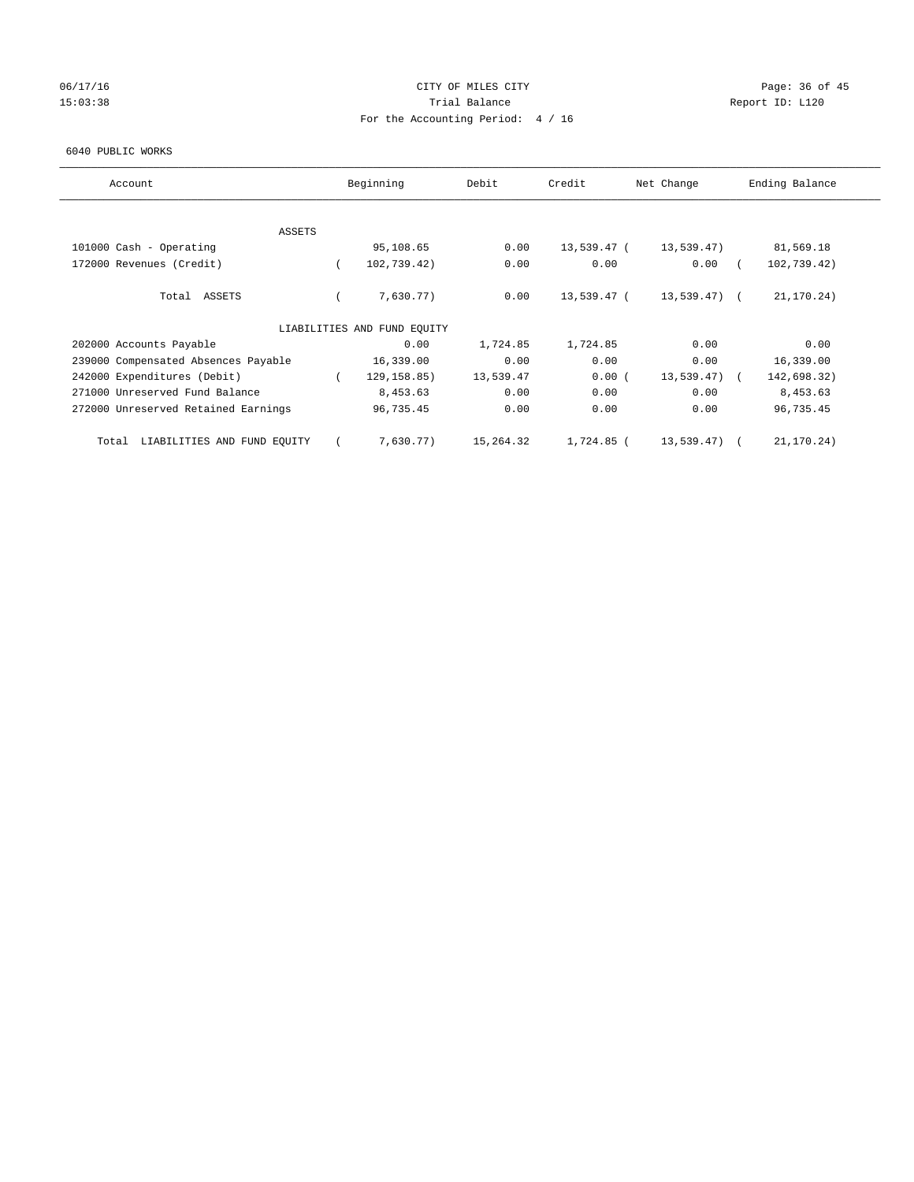CITY OF MILES CITY
Trial Balance
For the Accounting Period: 4 / 16

06/17/16
15:03:38

Report ID: L120

6040 PUBLIC WORKS

| Account | Beginning | Debit | Credit | Net Change | Ending Balance |
|---|---|---|---|---|---|
| ASSETS | | | | | |
| 101000 Cash - Operating | 95,108.65 | 0.00 | 13,539.47 | ( 13,539.47) | 81,569.18 |
| 172000 Revenues (Credit) | ( 102,739.42) | 0.00 | 0.00 | 0.00 | ( 102,739.42) |
| Total ASSETS | ( 7,630.77) | 0.00 | 13,539.47 | ( 13,539.47) | ( 21,170.24) |
| LIABILITIES AND FUND EQUITY | | | | | |
| 202000 Accounts Payable | 0.00 | 1,724.85 | 1,724.85 | 0.00 | 0.00 |
| 239000 Compensated Absences Payable | 16,339.00 | 0.00 | 0.00 | 0.00 | 16,339.00 |
| 242000 Expenditures (Debit) | ( 129,158.85) | 13,539.47 | 0.00 | ( 13,539.47) | ( 142,698.32) |
| 271000 Unreserved Fund Balance | 8,453.63 | 0.00 | 0.00 | 0.00 | 8,453.63 |
| 272000 Unreserved Retained Earnings | 96,735.45 | 0.00 | 0.00 | 0.00 | 96,735.45 |
| Total LIABILITIES AND FUND EQUITY | ( 7,630.77) | 15,264.32 | 1,724.85 | ( 13,539.47) | ( 21,170.24) |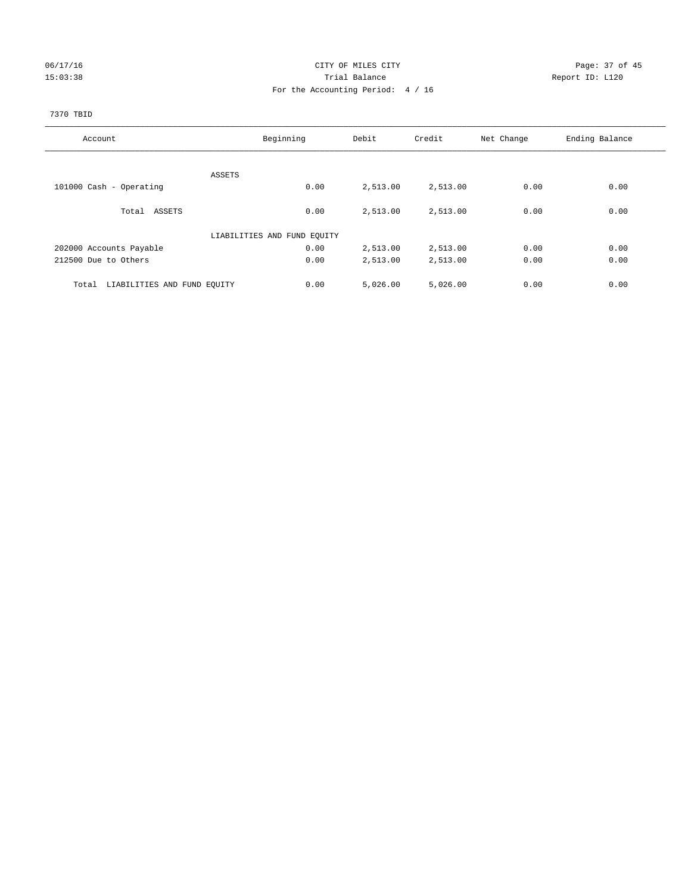06/17/16 CITY OF MILES CITY
15:03:38 Trial Balance Report ID: L120
For the Accounting Period: 4 / 16

7370 TBID

| Account | Beginning | Debit | Credit | Net Change | Ending Balance |
|---|---|---|---|---|---|
| ASSETS | | | | | |
| 101000 Cash - Operating | 0.00 | 2,513.00 | 2,513.00 | 0.00 | 0.00 |
| Total ASSETS | 0.00 | 2,513.00 | 2,513.00 | 0.00 | 0.00 |
| LIABILITIES AND FUND EQUITY | | | | | |
| 202000 Accounts Payable | 0.00 | 2,513.00 | 2,513.00 | 0.00 | 0.00 |
| 212500 Due to Others | 0.00 | 2,513.00 | 2,513.00 | 0.00 | 0.00 |
| Total LIABILITIES AND FUND EQUITY | 0.00 | 5,026.00 | 5,026.00 | 0.00 | 0.00 |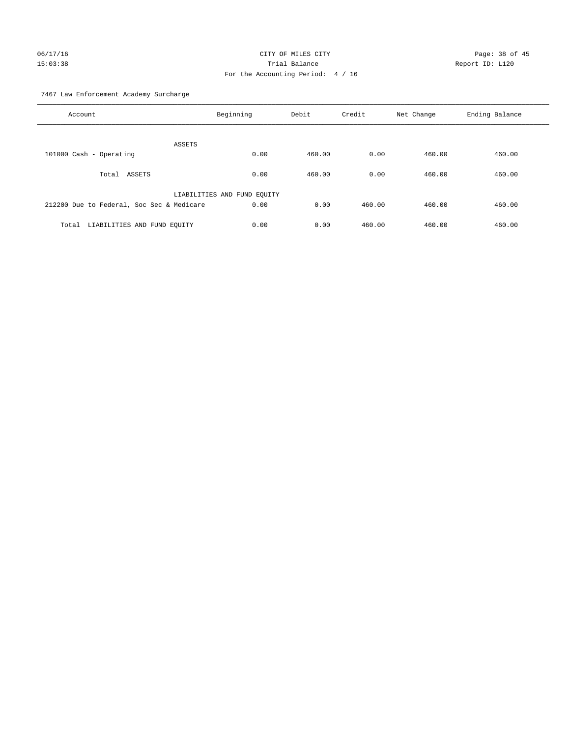CITY OF MILES CITY

Trial Balance

For the Accounting Period: 4 / 16

06/17/16
15:03:38

Report ID: L120

7467 Law Enforcement Academy Surcharge

| Account | Beginning | Debit | Credit | Net Change | Ending Balance |
|---|---|---|---|---|---|
| ASSETS | | | | | |
| 101000 Cash - Operating | 0.00 | 460.00 | 0.00 | 460.00 | 460.00 |
| Total ASSETS | 0.00 | 460.00 | 0.00 | 460.00 | 460.00 |
| LIABILITIES AND FUND EQUITY | | | | | |
| 212200 Due to Federal, Soc Sec & Medicare | 0.00 | 0.00 | 460.00 | 460.00 | 460.00 |
| Total LIABILITIES AND FUND EQUITY | 0.00 | 0.00 | 460.00 | 460.00 | 460.00 |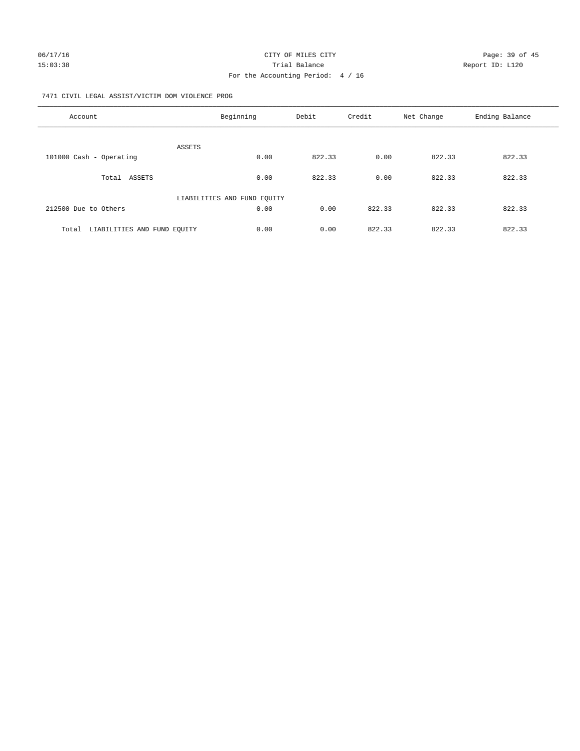CITY OF MILES CITY

Trial Balance

For the Accounting Period: 4 / 16

06/17/16 15:03:38

Report ID: L120

7471 CIVIL LEGAL ASSIST/VICTIM DOM VIOLENCE PROG

| Account | Beginning | Debit | Credit | Net Change | Ending Balance |
|---|---|---|---|---|---|
| ASSETS | | | | | |
| 101000 Cash - Operating | 0.00 | 822.33 | 0.00 | 822.33 | 822.33 |
| Total ASSETS | 0.00 | 822.33 | 0.00 | 822.33 | 822.33 |
| LIABILITIES AND FUND EQUITY | | | | | |
| 212500 Due to Others | 0.00 | 0.00 | 822.33 | 822.33 | 822.33 |
| Total LIABILITIES AND FUND EQUITY | 0.00 | 0.00 | 822.33 | 822.33 | 822.33 |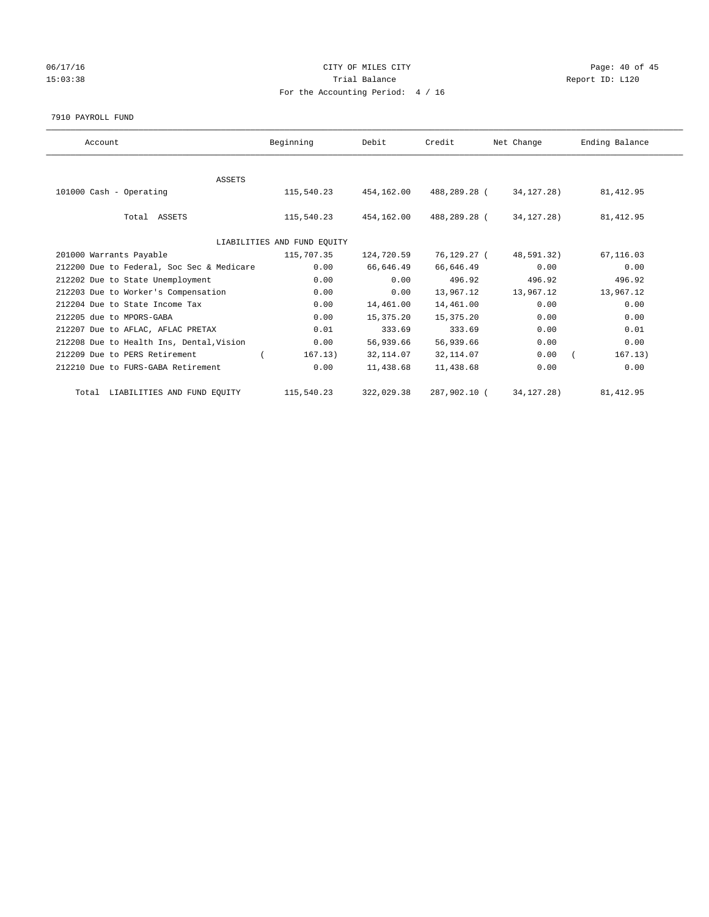CITY OF MILES CITY
Trial Balance
For the Accounting Period: 4 / 16

06/17/16
15:03:38

Report ID: L120

7910 PAYROLL FUND

| Account | Beginning | Debit | Credit | Net Change | Ending Balance |
|---|---|---|---|---|---|
| ASSETS | | | | | |
| 101000 Cash - Operating | 115,540.23 | 454,162.00 | 488,289.28 | ( 34,127.28) | 81,412.95 |
| Total ASSETS | 115,540.23 | 454,162.00 | 488,289.28 | ( 34,127.28) | 81,412.95 |
| LIABILITIES AND FUND EQUITY | | | | | |
| 201000 Warrants Payable | 115,707.35 | 124,720.59 | 76,129.27 | ( 48,591.32) | 67,116.03 |
| 212200 Due to Federal, Soc Sec & Medicare | 0.00 | 66,646.49 | 66,646.49 | 0.00 | 0.00 |
| 212202 Due to State Unemployment | 0.00 | 0.00 | 496.92 | 496.92 | 496.92 |
| 212203 Due to Worker's Compensation | 0.00 | 0.00 | 13,967.12 | 13,967.12 | 13,967.12 |
| 212204 Due to State Income Tax | 0.00 | 14,461.00 | 14,461.00 | 0.00 | 0.00 |
| 212205 due to MPORS-GABA | 0.00 | 15,375.20 | 15,375.20 | 0.00 | 0.00 |
| 212207 Due to AFLAC, AFLAC PRETAX | 0.01 | 333.69 | 333.69 | 0.00 | 0.01 |
| 212208 Due to Health Ins, Dental,Vision | 0.00 | 56,939.66 | 56,939.66 | 0.00 | 0.00 |
| 212209 Due to PERS Retirement | ( 167.13) | 32,114.07 | 32,114.07 | 0.00 | ( 167.13) |
| 212210 Due to FURS-GABA Retirement | 0.00 | 11,438.68 | 11,438.68 | 0.00 | 0.00 |
| Total LIABILITIES AND FUND EQUITY | 115,540.23 | 322,029.38 | 287,902.10 | ( 34,127.28) | 81,412.95 |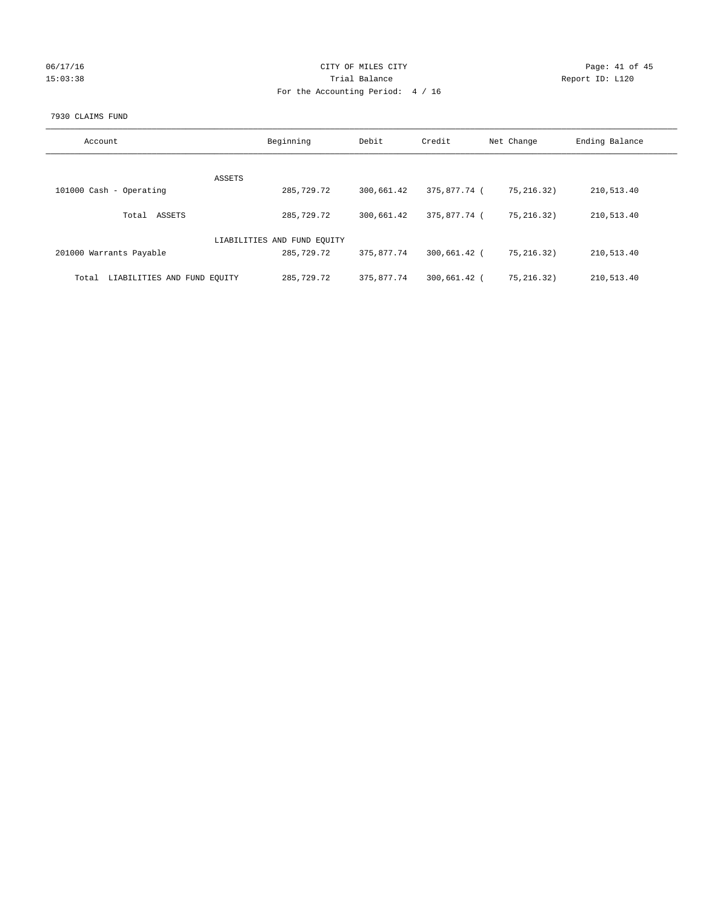CITY OF MILES CITY

Trial Balance

For the Accounting Period: 4 / 16

06/17/16
15:03:38

Report ID: L120

7930 CLAIMS FUND

| Account | Beginning | Debit | Credit | Net Change | Ending Balance |
|---|---|---|---|---|---|
| ASSETS | | | | | |
| 101000 Cash - Operating | 285,729.72 | 300,661.42 | 375,877.74 | ( 75,216.32) | 210,513.40 |
| Total ASSETS | 285,729.72 | 300,661.42 | 375,877.74 | ( 75,216.32) | 210,513.40 |
| LIABILITIES AND FUND EQUITY | | | | | |
| 201000 Warrants Payable | 285,729.72 | 375,877.74 | 300,661.42 | ( 75,216.32) | 210,513.40 |
| Total LIABILITIES AND FUND EQUITY | 285,729.72 | 375,877.74 | 300,661.42 | ( 75,216.32) | 210,513.40 |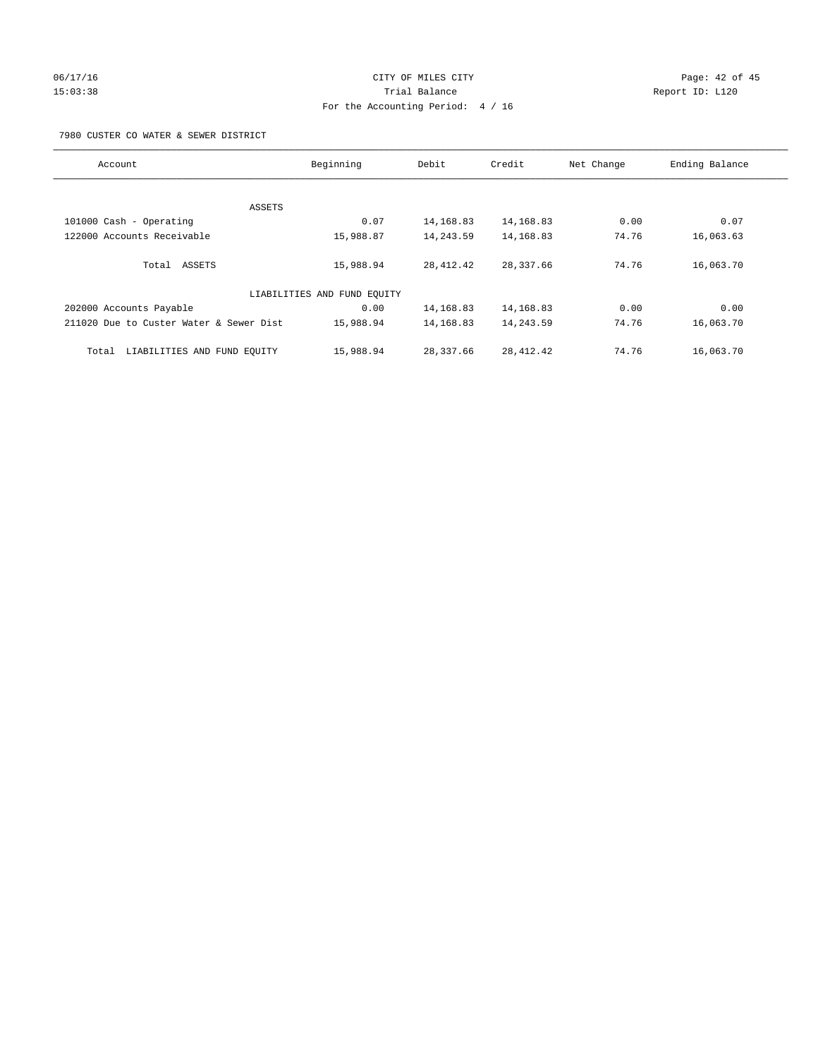CITY OF MILES CITY
Trial Balance
For the Accounting Period: 4 / 16

06/17/16
15:03:38

Report ID: L120

7980 CUSTER CO WATER & SEWER DISTRICT

| Account | Beginning | Debit | Credit | Net Change | Ending Balance |
|---|---|---|---|---|---|
| ASSETS | | | | | |
| 101000 Cash - Operating | 0.07 | 14,168.83 | 14,168.83 | 0.00 | 0.07 |
| 122000 Accounts Receivable | 15,988.87 | 14,243.59 | 14,168.83 | 74.76 | 16,063.63 |
| Total ASSETS | 15,988.94 | 28,412.42 | 28,337.66 | 74.76 | 16,063.70 |
| LIABILITIES AND FUND EQUITY | | | | | |
| 202000 Accounts Payable | 0.00 | 14,168.83 | 14,168.83 | 0.00 | 0.00 |
| 211020 Due to Custer Water & Sewer Dist | 15,988.94 | 14,168.83 | 14,243.59 | 74.76 | 16,063.70 |
| Total LIABILITIES AND FUND EQUITY | 15,988.94 | 28,337.66 | 28,412.42 | 74.76 | 16,063.70 |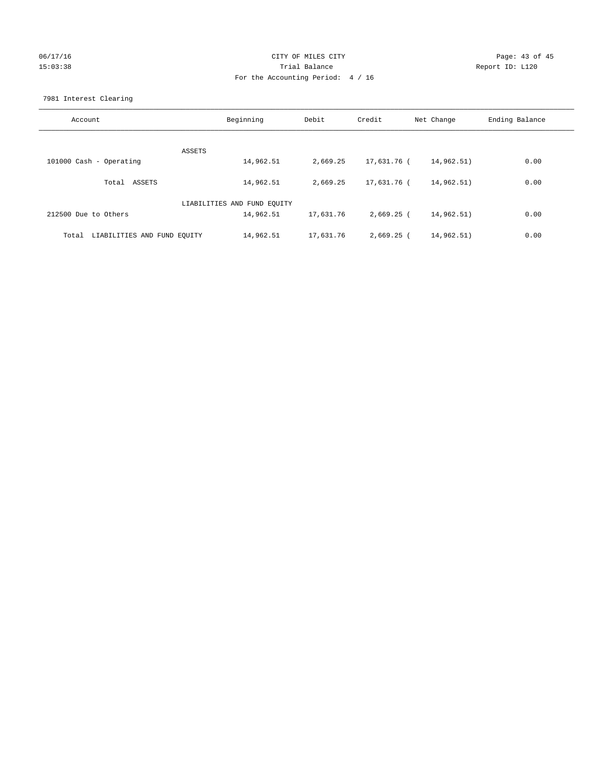CITY OF MILES CITY

Trial Balance

For the Accounting Period: 4 / 16

06/17/16 15:03:38 Report ID: L120

7981 Interest Clearing

| Account | Beginning | Debit | Credit | Net Change | Ending Balance |
|---|---|---|---|---|---|
| ASSETS | | | | | |
| 101000 Cash - Operating | 14,962.51 | 2,669.25 | 17,631.76 | ( 14,962.51) | 0.00 |
| Total ASSETS | 14,962.51 | 2,669.25 | 17,631.76 | ( 14,962.51) | 0.00 |
| LIABILITIES AND FUND EQUITY | | | | | |
| 212500 Due to Others | 14,962.51 | 17,631.76 | 2,669.25 | ( 14,962.51) | 0.00 |
| Total LIABILITIES AND FUND EQUITY | 14,962.51 | 17,631.76 | 2,669.25 | ( 14,962.51) | 0.00 |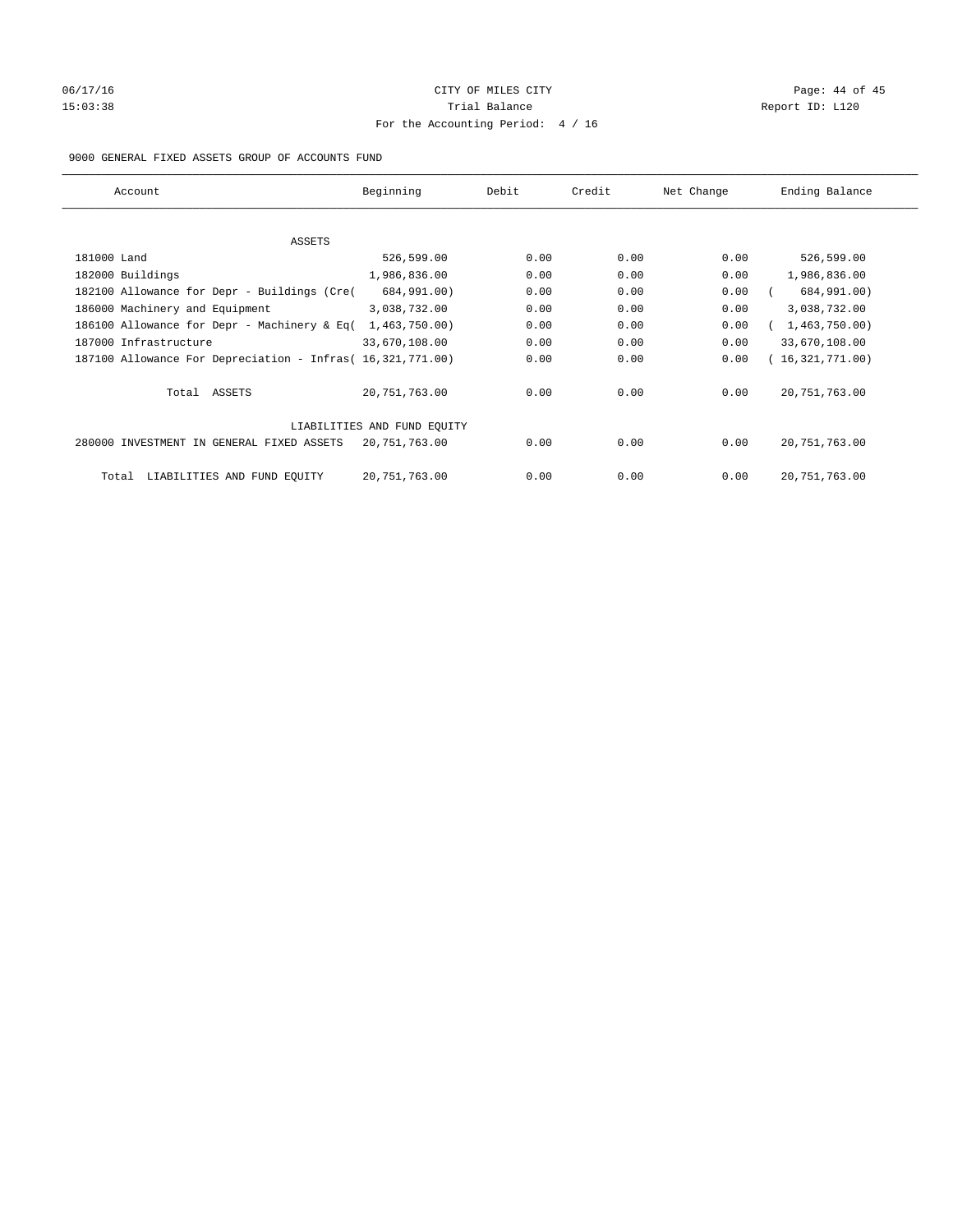CITY OF MILES CITY

Trial Balance

For the Accounting Period: 4 / 16

06/17/16 15:03:38 Report ID: L120

9000 GENERAL FIXED ASSETS GROUP OF ACCOUNTS FUND

| Account | Beginning | Debit | Credit | Net Change | Ending Balance |
|---|---|---|---|---|---|
| ASSETS | | | | | |
| 181000 Land | 526,599.00 | 0.00 | 0.00 | 0.00 | 526,599.00 |
| 182000 Buildings | 1,986,836.00 | 0.00 | 0.00 | 0.00 | 1,986,836.00 |
| 182100 Allowance for Depr - Buildings (Cre( | 684,991.00) | 0.00 | 0.00 | 0.00 | ( 684,991.00) |
| 186000 Machinery and Equipment | 3,038,732.00 | 0.00 | 0.00 | 0.00 | 3,038,732.00 |
| 186100 Allowance for Depr - Machinery & Eq( | 1,463,750.00) | 0.00 | 0.00 | 0.00 | ( 1,463,750.00) |
| 187000 Infrastructure | 33,670,108.00 | 0.00 | 0.00 | 0.00 | 33,670,108.00 |
| 187100 Allowance For Depreciation - Infras( | 16,321,771.00) | 0.00 | 0.00 | 0.00 | ( 16,321,771.00) |
| Total ASSETS | 20,751,763.00 | 0.00 | 0.00 | 0.00 | 20,751,763.00 |
| LIABILITIES AND FUND EQUITY | | | | | |
| 280000 INVESTMENT IN GENERAL FIXED ASSETS | 20,751,763.00 | 0.00 | 0.00 | 0.00 | 20,751,763.00 |
| Total LIABILITIES AND FUND EQUITY | 20,751,763.00 | 0.00 | 0.00 | 0.00 | 20,751,763.00 |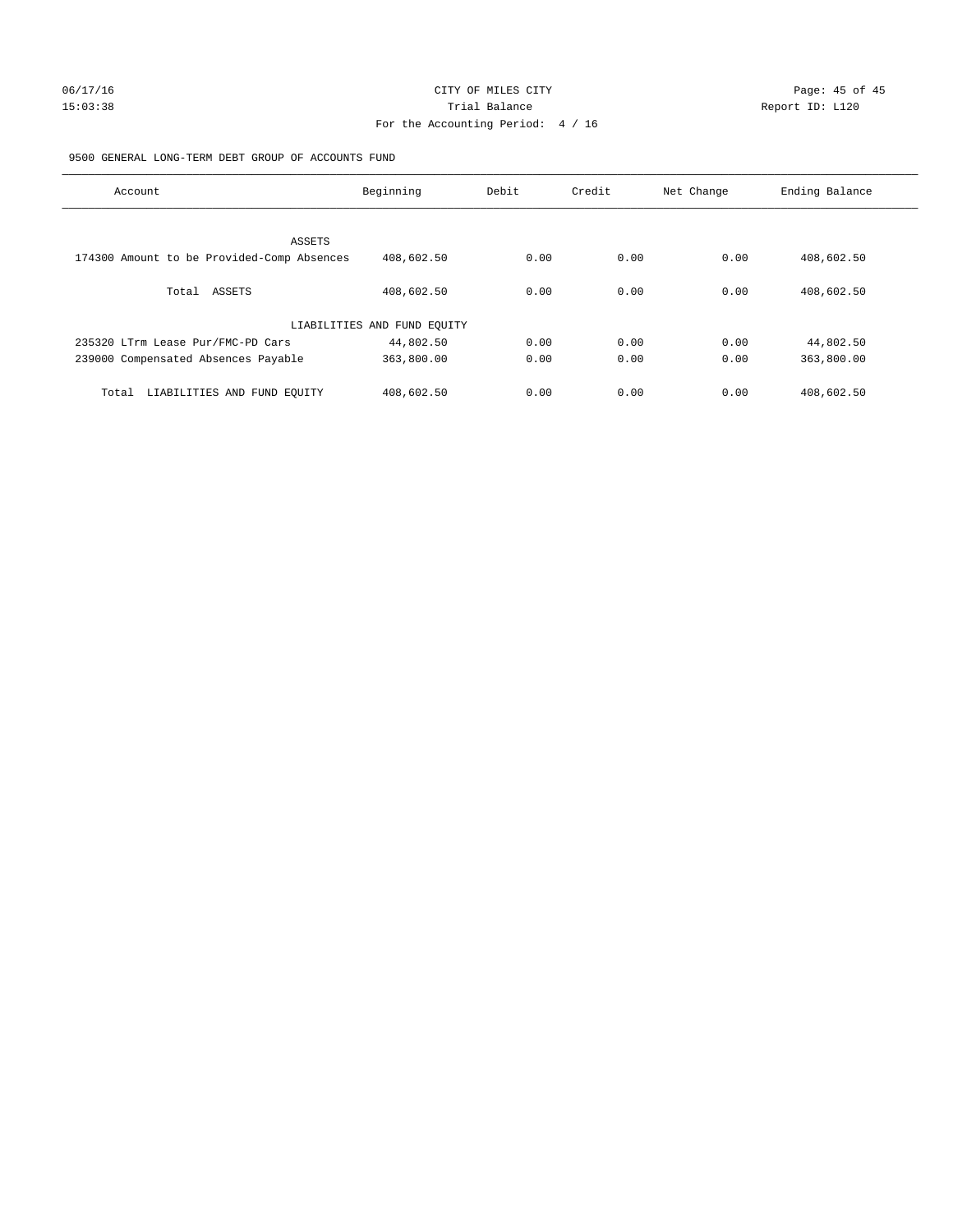CITY OF MILES CITY

Trial Balance

For the Accounting Period: 4 / 16

06/17/16 15:03:38 Report ID: L120

9500 GENERAL LONG-TERM DEBT GROUP OF ACCOUNTS FUND

| Account | Beginning | Debit | Credit | Net Change | Ending Balance |
|---|---|---|---|---|---|
| ASSETS | | | | | |
| 174300 Amount to be Provided-Comp Absences | 408,602.50 | 0.00 | 0.00 | 0.00 | 408,602.50 |
| Total ASSETS | 408,602.50 | 0.00 | 0.00 | 0.00 | 408,602.50 |
| LIABILITIES AND FUND EQUITY | | | | | |
| 235320 LTrm Lease Pur/FMC-PD Cars | 44,802.50 | 0.00 | 0.00 | 0.00 | 44,802.50 |
| 239000 Compensated Absences Payable | 363,800.00 | 0.00 | 0.00 | 0.00 | 363,800.00 |
| Total LIABILITIES AND FUND EQUITY | 408,602.50 | 0.00 | 0.00 | 0.00 | 408,602.50 |